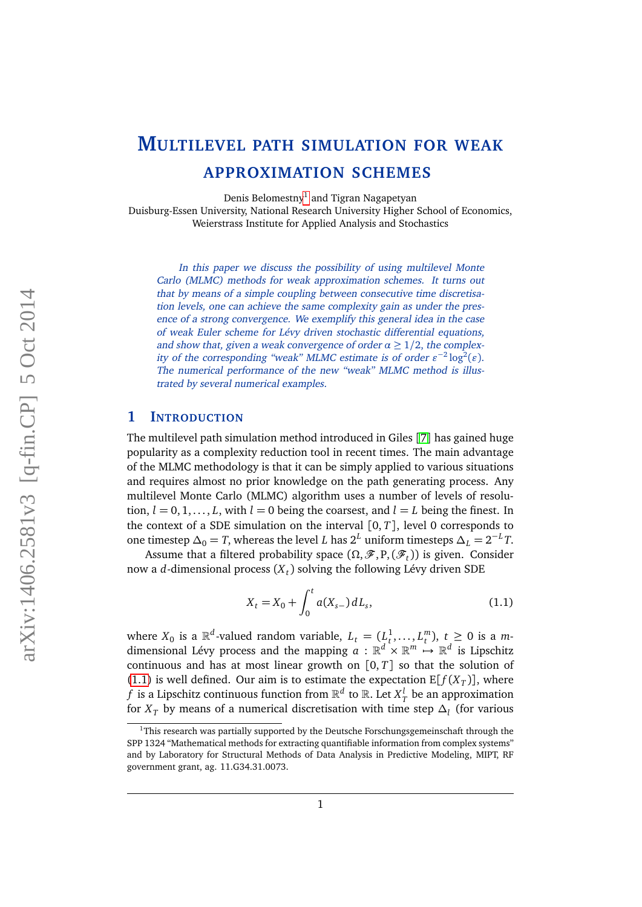# Multilevel path simulation for weak approximation schemes

Denis Belomestny[1] and Tigran Nagapetyan

Duisburg-Essen University, National Research University Higher School of Economics, Weierstrass Institute for Applied Analysis and Stochastics

*In this paper we discuss the possibility of using multilevel Monte Carlo (MLMC) methods for weak approximation schemes. It turns out that by means of a simple coupling between consecutive time discretisation levels, one can achieve the same complexity gain as under the presence of a strong convergence. We exemplify this general idea in the case of weak Euler scheme for Lévy driven stochastic differential equations, and show that, given a weak convergence of order $\alpha \geq 1/2$, the complexity of the corresponding "weak" MLMC estimate is of order $\varepsilon^{-2}\log^2(\varepsilon)$. The numerical performance of the new "weak" MLMC method is illustrated by several numerical examples.*

## 1 Introduction

The multilevel path simulation method introduced in Giles [7] has gained huge popularity as a complexity reduction tool in recent times. The main advantage of the MLMC methodology is that it can be simply applied to various situations and requires almost no prior knowledge on the path generating process. Any multilevel Monte Carlo (MLMC) algorithm uses a number of levels of resolution, $l = 0, 1, \ldots, L$, with $l = 0$ being the coarsest, and $l = L$ being the finest. In the context of a SDE simulation on the interval $[0, T]$, level 0 corresponds to one timestep $\Delta_0 = T$, whereas the level $L$ has $2^L$ uniform timesteps $\Delta_L = 2^{-L}T$.

Assume that a filtered probability space $(\Omega, \mathscr{F}, \mathrm{P}, (\mathscr{F}_t))$ is given. Consider now a $d$-dimensional process $(X_t)$ solving the following Lévy driven SDE

$$X_t = X_0 + \int_0^t a(X_{s-})\, dL_s, \tag{1.1}$$

where $X_0$ is a $\mathbb{R}^d$-valued random variable, $L_t = (L_t^1, \ldots, L_t^m)$, $t \geq 0$ is a $m$-dimensional Lévy process and the mapping $a : \mathbb{R}^d \times \mathbb{R}^m \mapsto \mathbb{R}^d$ is Lipschitz continuous and has at most linear growth on $[0, T]$ so that the solution of (1.1) is well defined. Our aim is to estimate the expectation $\mathrm{E}[f(X_T)]$, where $f$ is a Lipschitz continuous function from $\mathbb{R}^d$ to $\mathbb{R}$. Let $X_T^l$ be an approximation for $X_T$ by means of a numerical discretisation with time step $\Delta_l$ (for various

[1] This research was partially supported by the Deutsche Forschungsgemeinschaft through the SPP 1324 "Mathematical methods for extracting quantifiable information from complex systems" and by Laboratory for Structural Methods of Data Analysis in Predictive Modeling, MIPT, RF government grant, ag. 11.G34.31.0073.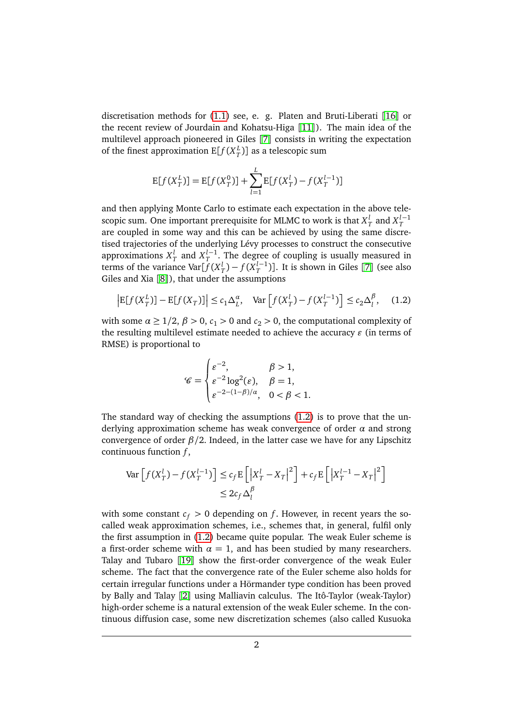discretisation methods for (1.1) see, e. g. Platen and Bruti-Liberati [16] or the recent review of Jourdain and Kohatsu-Higa [11]). The main idea of the multilevel approach pioneered in Giles [7] consists in writing the expectation of the finest approximation $\mathrm{E}[f(X_T^L)]$ as a telescopic sum

$$\mathrm{E}[f(X_T^L)] = \mathrm{E}[f(X_T^0)] + \sum_{l=1}^{L} \mathrm{E}[f(X_T^l) - f(X_T^{l-1})]$$

and then applying Monte Carlo to estimate each expectation in the above telescopic sum. One important prerequisite for MLMC to work is that $X_T^l$ and $X_T^{l-1}$ are coupled in some way and this can be achieved by using the same discretised trajectories of the underlying Lévy processes to construct the consecutive approximations $X_T^l$ and $X_T^{l-1}$. The degree of coupling is usually measured in terms of the variance $\mathrm{Var}[f(X_T^l) - f(X_T^{l-1})]$. It is shown in Giles [7] (see also Giles and Xia [8]), that under the assumptions

$$\left|\mathrm{E}[f(X_T^L)] - \mathrm{E}[f(X_T)]\right| \le c_1 \Delta_L^{\alpha}, \quad \mathrm{Var}\left[f(X_T^l) - f(X_T^{l-1})\right] \le c_2 \Delta_l^{\beta}, \tag{1.2}$$

with some $\alpha \ge 1/2$, $\beta > 0$, $c_1 > 0$ and $c_2 > 0$, the computational complexity of the resulting multilevel estimate needed to achieve the accuracy $\varepsilon$ (in terms of RMSE) is proportional to

$$\mathscr{C} = \begin{cases} \varepsilon^{-2}, & \beta > 1, \\ \varepsilon^{-2}\log^2(\varepsilon), & \beta = 1, \\ \varepsilon^{-2-(1-\beta)/\alpha}, & 0 < \beta < 1. \end{cases}$$

The standard way of checking the assumptions (1.2) is to prove that the underlying approximation scheme has weak convergence of order $\alpha$ and strong convergence of order $\beta/2$. Indeed, in the latter case we have for any Lipschitz continuous function $f$,

$$\begin{aligned} \mathrm{Var}\left[f(X_T^l) - f(X_T^{l-1})\right] &\le c_f \mathrm{E}\left[\left|X_T^l - X_T\right|^2\right] + c_f \mathrm{E}\left[\left|X_T^{l-1} - X_T\right|^2\right] \\ &\le 2c_f \Delta_l^{\beta} \end{aligned}$$

with some constant $c_f > 0$ depending on $f$. However, in recent years the so-called weak approximation schemes, i.e., schemes that, in general, fulfil only the first assumption in (1.2) became quite popular. The weak Euler scheme is a first-order scheme with $\alpha = 1$, and has been studied by many researchers. Talay and Tubaro [19] show the first-order convergence of the weak Euler scheme. The fact that the convergence rate of the Euler scheme also holds for certain irregular functions under a Hörmander type condition has been proved by Bally and Talay [2] using Malliavin calculus. The Itô-Taylor (weak-Taylor) high-order scheme is a natural extension of the weak Euler scheme. In the continuous diffusion case, some new discretization schemes (also called Kusuoka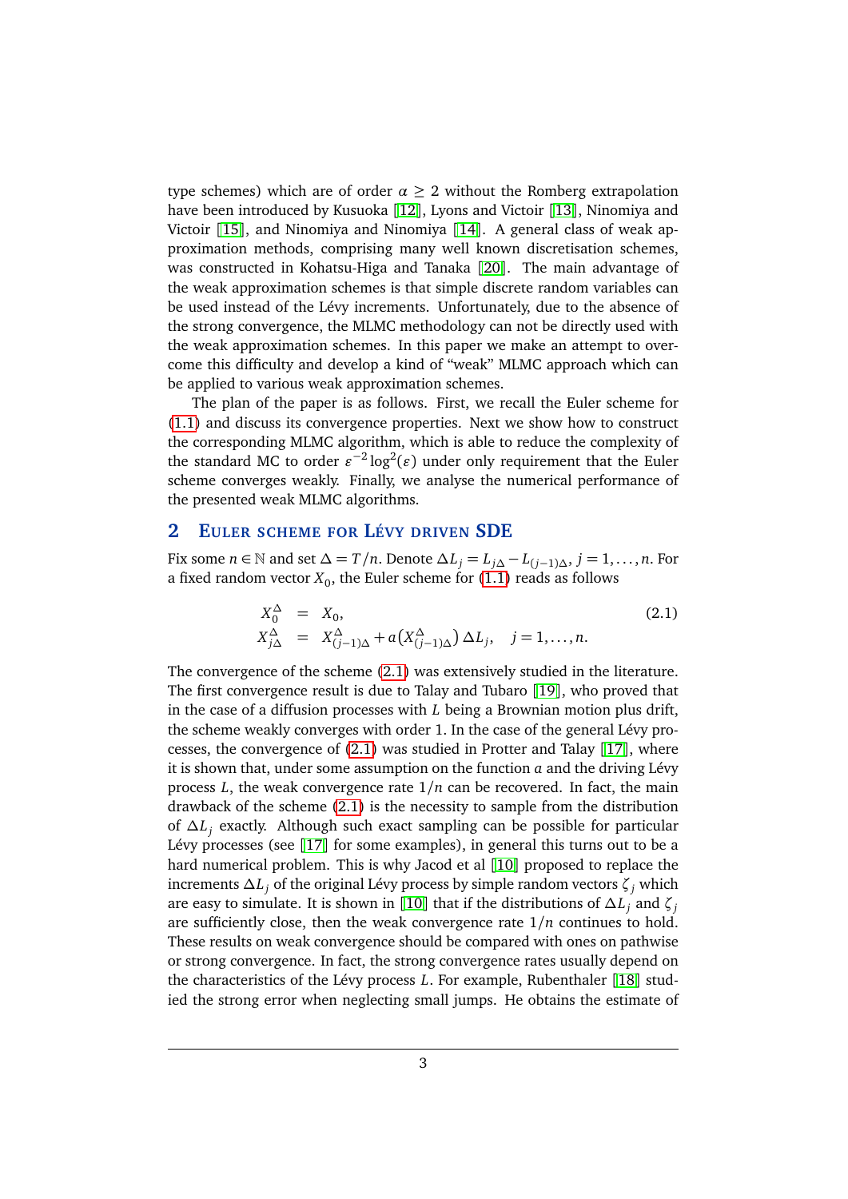type schemes) which are of order $\alpha \geq 2$ without the Romberg extrapolation have been introduced by Kusuoka [12], Lyons and Victoir [13], Ninomiya and Victoir [15], and Ninomiya and Ninomiya [14]. A general class of weak approximation methods, comprising many well known discretisation schemes, was constructed in Kohatsu-Higa and Tanaka [20]. The main advantage of the weak approximation schemes is that simple discrete random variables can be used instead of the Lévy increments. Unfortunately, due to the absence of the strong convergence, the MLMC methodology can not be directly used with the weak approximation schemes. In this paper we make an attempt to overcome this difficulty and develop a kind of "weak" MLMC approach which can be applied to various weak approximation schemes.

The plan of the paper is as follows. First, we recall the Euler scheme for (1.1) and discuss its convergence properties. Next we show how to construct the corresponding MLMC algorithm, which is able to reduce the complexity of the standard MC to order $\varepsilon^{-2}\log^2(\varepsilon)$ under only requirement that the Euler scheme converges weakly. Finally, we analyse the numerical performance of the presented weak MLMC algorithms.

## 2 Euler scheme for Lévy driven SDE

Fix some $n \in \mathbb{N}$ and set $\Delta = T/n$. Denote $\Delta L_j = L_{j\Delta} - L_{(j-1)\Delta}$, $j = 1, \ldots, n$. For a fixed random vector $X_0$, the Euler scheme for (1.1) reads as follows

$$
\begin{aligned}
X_0^\Delta &= X_0, \\
X_{j\Delta}^\Delta &= X_{(j-1)\Delta}^\Delta + a\left(X_{(j-1)\Delta}^\Delta\right)\Delta L_j, \quad j = 1, \ldots, n.
\end{aligned}
\tag{2.1}
$$

The convergence of the scheme (2.1) was extensively studied in the literature. The first convergence result is due to Talay and Tubaro [19], who proved that in the case of a diffusion processes with $L$ being a Brownian motion plus drift, the scheme weakly converges with order 1. In the case of the general Lévy processes, the convergence of (2.1) was studied in Protter and Talay [17], where it is shown that, under some assumption on the function $a$ and the driving Lévy process $L$, the weak convergence rate $1/n$ can be recovered. In fact, the main drawback of the scheme (2.1) is the necessity to sample from the distribution of $\Delta L_j$ exactly. Although such exact sampling can be possible for particular Lévy processes (see [17] for some examples), in general this turns out to be a hard numerical problem. This is why Jacod et al [10] proposed to replace the increments $\Delta L_j$ of the original Lévy process by simple random vectors $\zeta_j$ which are easy to simulate. It is shown in [10] that if the distributions of $\Delta L_j$ and $\zeta_j$ are sufficiently close, then the weak convergence rate $1/n$ continues to hold. These results on weak convergence should be compared with ones on pathwise or strong convergence. In fact, the strong convergence rates usually depend on the characteristics of the Lévy process $L$. For example, Rubenthaler [18] studied the strong error when neglecting small jumps. He obtains the estimate of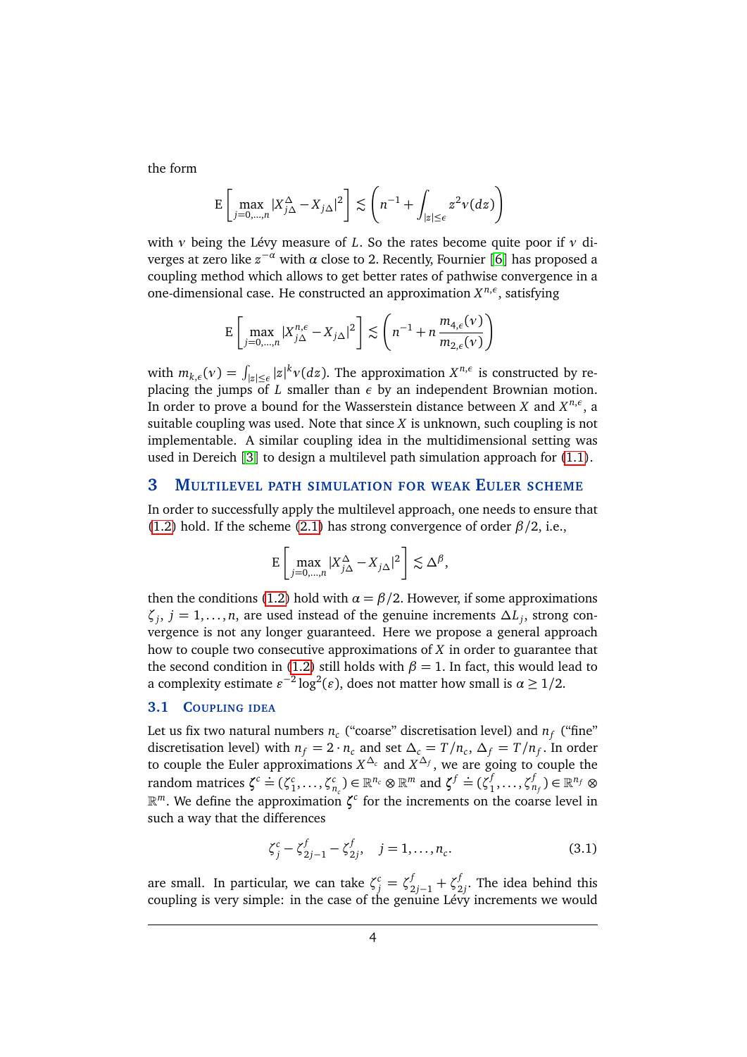the form

$$\mathrm{E}\left[\max_{j=0,\ldots,n}|X^{\Delta}_{j\Delta}-X_{j\Delta}|^2\right]\lesssim\left(n^{-1}+\int_{|z|\le\epsilon}z^2\nu(dz)\right)$$

with $\nu$ being the Lévy measure of $L$. So the rates become quite poor if $\nu$ diverges at zero like $z^{-\alpha}$ with $\alpha$ close to 2. Recently, Fournier [6] has proposed a coupling method which allows to get better rates of pathwise convergence in a one-dimensional case. He constructed an approximation $X^{n,\epsilon}$, satisfying

$$\mathrm{E}\left[\max_{j=0,\ldots,n}|X^{n,\epsilon}_{j\Delta}-X_{j\Delta}|^2\right]\lesssim\left(n^{-1}+n\,\frac{m_{4,\epsilon}(\nu)}{m_{2,\epsilon}(\nu)}\right)$$

with $m_{k,\epsilon}(\nu)=\int_{|z|\le\epsilon}|z|^k\nu(dz)$. The approximation $X^{n,\epsilon}$ is constructed by replacing the jumps of $L$ smaller than $\epsilon$ by an independent Brownian motion. In order to prove a bound for the Wasserstein distance between $X$ and $X^{n,\epsilon}$, a suitable coupling was used. Note that since $X$ is unknown, such coupling is not implementable. A similar coupling idea in the multidimensional setting was used in Dereich [3] to design a multilevel path simulation approach for (1.1).

## 3 Multilevel path simulation for weak Euler scheme

In order to successfully apply the multilevel approach, one needs to ensure that (1.2) hold. If the scheme (2.1) has strong convergence of order $\beta/2$, i.e.,

$$\mathrm{E}\left[\max_{j=0,\ldots,n}|X^{\Delta}_{j\Delta}-X_{j\Delta}|^2\right]\lesssim\Delta^{\beta},$$

then the conditions (1.2) hold with $\alpha=\beta/2$. However, if some approximations $\zeta_j$, $j=1,\ldots,n$, are used instead of the genuine increments $\Delta L_j$, strong convergence is not any longer guaranteed. Here we propose a general approach how to couple two consecutive approximations of $X$ in order to guarantee that the second condition in (1.2) still holds with $\beta=1$. In fact, this would lead to a complexity estimate $\varepsilon^{-2}\log^2(\varepsilon)$, does not matter how small is $\alpha\ge 1/2$.

### 3.1 Coupling idea

Let us fix two natural numbers $n_c$ ("coarse" discretisation level) and $n_f$ ("fine" discretisation level) with $n_f=2\cdot n_c$ and set $\Delta_c=T/n_c$, $\Delta_f=T/n_f$. In order to couple the Euler approximations $X^{\Delta_c}$ and $X^{\Delta_f}$, we are going to couple the random matrices $\boldsymbol{\zeta}^c\doteq(\zeta^c_1,\ldots,\zeta^c_{n_c})\in\mathbb{R}^{n_c}\otimes\mathbb{R}^m$ and $\boldsymbol{\zeta}^f\doteq(\zeta^f_1,\ldots,\zeta^f_{n_f})\in\mathbb{R}^{n_f}\otimes\mathbb{R}^m$. We define the approximation $\boldsymbol{\zeta}^c$ for the increments on the coarse level in such a way that the differences

$$\zeta^c_j-\zeta^f_{2j-1}-\zeta^f_{2j},\quad j=1,\ldots,n_c. \tag{3.1}$$

are small. In particular, we can take $\zeta^c_j=\zeta^f_{2j-1}+\zeta^f_{2j}$. The idea behind this coupling is very simple: in the case of the genuine Lévy increments we would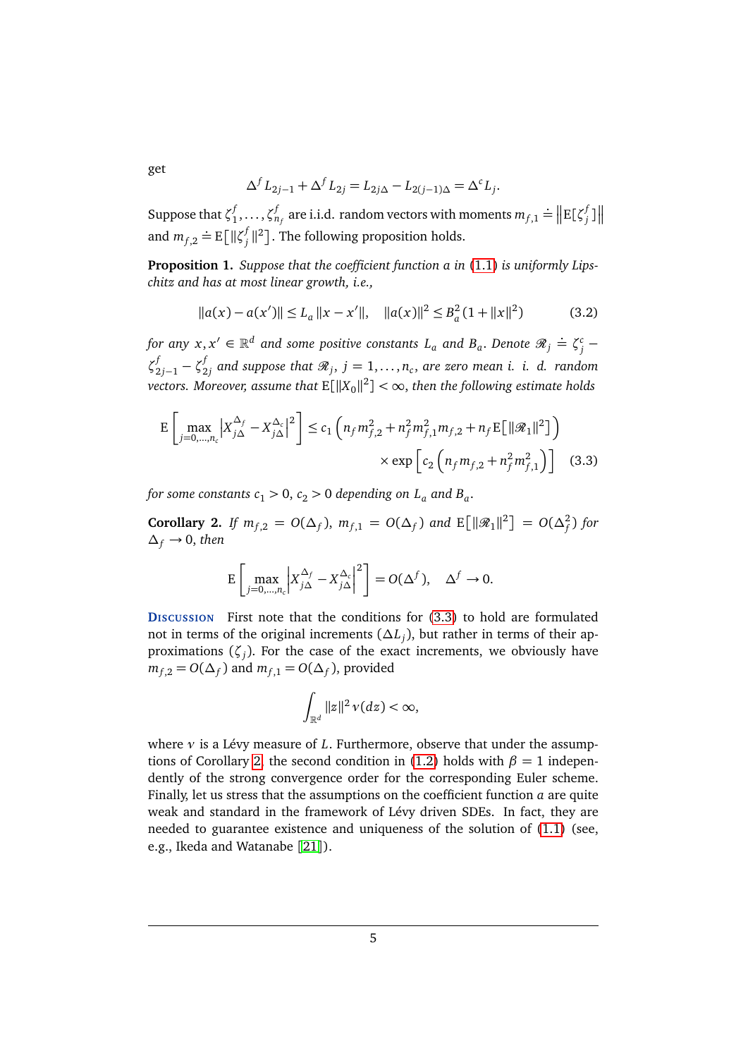get

$$\Delta^f L_{2j-1} + \Delta^f L_{2j} = L_{2j\Delta} - L_{2(j-1)\Delta} = \Delta^c L_j.$$

Suppose that $\zeta_1^f, \ldots, \zeta_{n_f}^f$ are i.i.d. random vectors with moments $m_{f,1} \doteq \left\| \mathrm{E}[\zeta_j^f] \right\|$ and $m_{f,2} \doteq \mathrm{E}\big[\|\zeta_j^f\|^2\big]$. The following proposition holds.

**Proposition 1.** *Suppose that the coefficient function $a$ in (1.1) is uniformly Lipschitz and has at most linear growth, i.e.,*

$$\|a(x) - a(x')\| \le L_a \|x - x'\|, \quad \|a(x)\|^2 \le B_a^2 (1 + \|x\|^2) \tag{3.2}$$

*for any $x, x' \in \mathbb{R}^d$ and some positive constants $L_a$ and $B_a$. Denote $\mathscr{R}_j \doteq \zeta_j^c - \zeta_{2j-1}^f - \zeta_{2j}^f$ and suppose that $\mathscr{R}_j$, $j = 1, \ldots, n_c$, are zero mean i. i. d. random vectors. Moreover, assume that $\mathrm{E}[\|X_0\|^2] < \infty$, then the following estimate holds*

$$\mathrm{E}\left[\max_{j=0,\ldots,n_c} \left| X_{j\Delta}^{\Delta_f} - X_{j\Delta}^{\Delta_c} \right|^2\right] \le c_1 \left( n_f m_{f,2}^2 + n_f^2 m_{f,1}^2 m_{f,2} + n_f \mathrm{E}\big[\|\mathscr{R}_1\|^2\big] \right) \times \exp\left[ c_2 \left( n_f m_{f,2} + n_f^2 m_{f,1}^2 \right) \right] \tag{3.3}$$

*for some constants $c_1 > 0$, $c_2 > 0$ depending on $L_a$ and $B_a$.*

**Corollary 2.** *If $m_{f,2} = O(\Delta_f)$, $m_{f,1} = O(\Delta_f)$ and $\mathrm{E}\big[\|\mathscr{R}_1\|^2\big] = O(\Delta_f^2)$ for $\Delta_f \to 0$, then*

$$\mathrm{E}\left[\max_{j=0,\ldots,n_c} \left| X_{j\Delta}^{\Delta_f} - X_{j\Delta}^{\Delta_c} \right|^2\right] = O(\Delta^f), \quad \Delta^f \to 0.$$

**Discussion** First note that the conditions for (3.3) to hold are formulated not in terms of the original increments $(\Delta L_j)$, but rather in terms of their approximations $(\zeta_j)$. For the case of the exact increments, we obviously have $m_{f,2} = O(\Delta_f)$ and $m_{f,1} = O(\Delta_f)$, provided

$$\int_{\mathbb{R}^d} \|z\|^2 \, \nu(dz) < \infty,$$

where $\nu$ is a Lévy measure of $L$. Furthermore, observe that under the assumptions of Corollary 2, the second condition in (1.2) holds with $\beta = 1$ independently of the strong convergence order for the corresponding Euler scheme. Finally, let us stress that the assumptions on the coefficient function $a$ are quite weak and standard in the framework of Lévy driven SDEs. In fact, they are needed to guarantee existence and uniqueness of the solution of (1.1) (see, e.g., Ikeda and Watanabe [21]).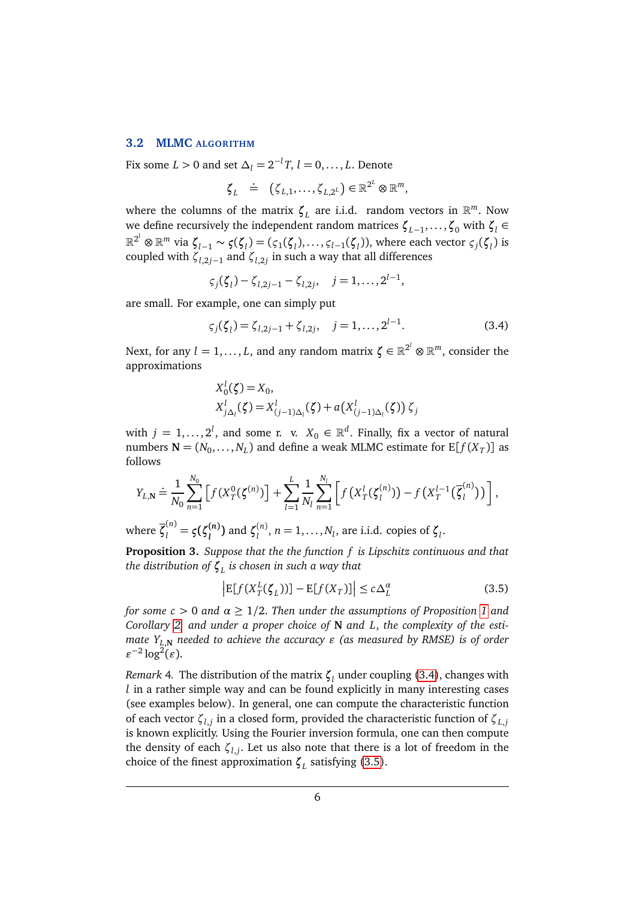### 3.2 MLMC algorithm

Fix some $L > 0$ and set $\Delta_l = 2^{-l}T$, $l = 0, \ldots, L$. Denote

$$\zeta_L \quad \doteq \quad (\zeta_{L,1}, \ldots, \zeta_{L,2^L}) \in \mathbb{R}^{2^L} \otimes \mathbb{R}^m,$$

where the columns of the matrix $\zeta_L$ are i.i.d. random vectors in $\mathbb{R}^m$. Now we define recursively the independent random matrices $\zeta_{L-1}, \ldots, \zeta_0$ with $\zeta_l \in \mathbb{R}^{2^l} \otimes \mathbb{R}^m$ via $\zeta_{l-1} \sim \varsigma(\zeta_l) = (\varsigma_1(\zeta_l), \ldots, \varsigma_{l-1}(\zeta_l))$, where each vector $\varsigma_j(\zeta_l)$ is coupled with $\zeta_{l,2j-1}$ and $\zeta_{l,2j}$ in such a way that all differences

$$\varsigma_j(\zeta_l) - \zeta_{l,2j-1} - \zeta_{l,2j}, \quad j = 1, \ldots, 2^{l-1},$$

are small. For example, one can simply put

$$\varsigma_j(\zeta_l) = \zeta_{l,2j-1} + \zeta_{l,2j}, \quad j = 1, \ldots, 2^{l-1}. \tag{3.4}$$

Next, for any $l = 1, \ldots, L$, and any random matrix $\zeta \in \mathbb{R}^{2^l} \otimes \mathbb{R}^m$, consider the approximations

$$\begin{aligned}
X_0^l(\zeta) &= X_0, \\
X_{j\Delta_l}^l(\zeta) &= X_{(j-1)\Delta_l}^l(\zeta) + a(X_{(j-1)\Delta_l}^l(\zeta))\,\zeta_j
\end{aligned}$$

with $j = 1, \ldots, 2^l$, and some r. v. $X_0 \in \mathbb{R}^d$. Finally, fix a vector of natural numbers $\mathbf{N} = (N_0, \ldots, N_L)$ and define a weak MLMC estimate for $\mathrm{E}[f(X_T)]$ as follows

$$Y_{L,\mathbf{N}} \doteq \frac{1}{N_0} \sum_{n=1}^{N_0} \left[ f(X_T^0(\zeta^{(n)}) \right] + \sum_{l=1}^{L} \frac{1}{N_l} \sum_{n=1}^{N_l} \left[ f\left(X_T^l(\zeta_l^{(n)})\right) - f\left(X_T^{l-1}(\overline{\zeta}_l^{(n)})\right) \right],$$

where $\overline{\zeta}_l^{(n)} = \varsigma(\zeta_l^{(n)})$ and $\zeta_l^{(n)}$, $n = 1, \ldots, N_l$, are i.i.d. copies of $\zeta_l$.

**Proposition 3.** *Suppose that the the function $f$ is Lipschitz continuous and that the distribution of $\zeta_L$ is chosen in such a way that*

$$\left| \mathrm{E}[f(X_T^L(\zeta_L))] - \mathrm{E}[f(X_T)] \right| \leq c\Delta_L^\alpha \tag{3.5}$$

*for some $c > 0$ and $\alpha \geq 1/2$. Then under the assumptions of Proposition 1 and Corollary 2, and under a proper choice of $\mathbf{N}$ and $L$, the complexity of the estimate $Y_{L,\mathbf{N}}$ needed to achieve the accuracy $\varepsilon$ (as measured by RMSE) is of order $\varepsilon^{-2}\log^2(\varepsilon)$.*

*Remark 4.* The distribution of the matrix $\zeta_l$ under coupling (3.4), changes with $l$ in a rather simple way and can be found explicitly in many interesting cases (see examples below). In general, one can compute the characteristic function of each vector $\zeta_{l,j}$ in a closed form, provided the characteristic function of $\zeta_{L,j}$ is known explicitly. Using the Fourier inversion formula, one can then compute the density of each $\zeta_{l,j}$. Let us also note that there is a lot of freedom in the choice of the finest approximation $\zeta_L$ satisfying (3.5).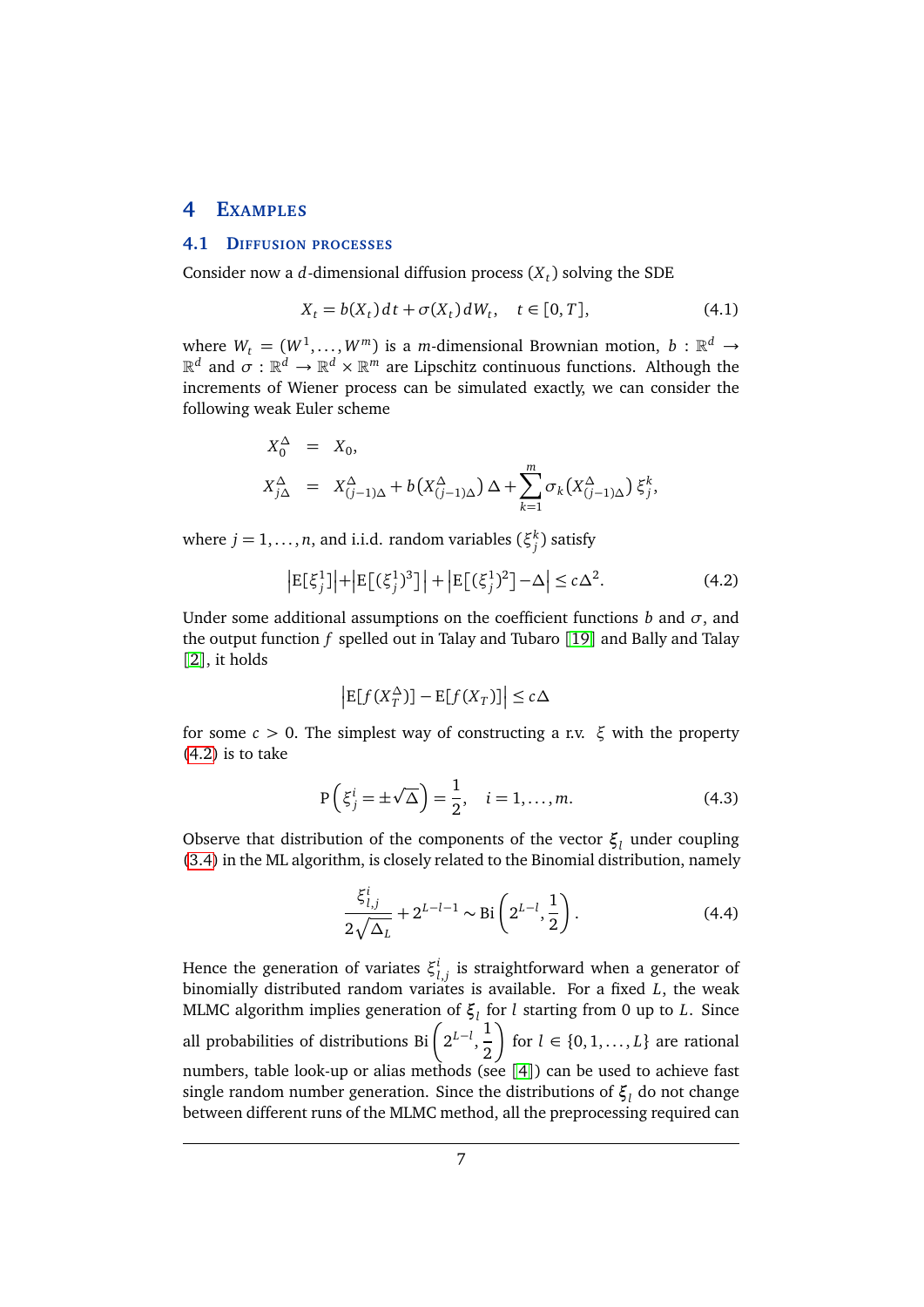# 4 Examples

## 4.1 Diffusion processes

Consider now a $d$-dimensional diffusion process $(X_t)$ solving the SDE

$$X_t = b(X_t)\,dt + \sigma(X_t)\,dW_t, \quad t \in [0,T], \tag{4.1}$$

where $W_t = (W^1, \ldots, W^m)$ is a $m$-dimensional Brownian motion, $b : \mathbb{R}^d \to \mathbb{R}^d$ and $\sigma : \mathbb{R}^d \to \mathbb{R}^d \times \mathbb{R}^m$ are Lipschitz continuous functions. Although the increments of Wiener process can be simulated exactly, we can consider the following weak Euler scheme

$$\begin{aligned} X_0^{\Delta} &= X_0, \\ X_{j\Delta}^{\Delta} &= X_{(j-1)\Delta}^{\Delta} + b\big(X_{(j-1)\Delta}^{\Delta}\big)\,\Delta + \sum_{k=1}^{m} \sigma_k\big(X_{(j-1)\Delta}^{\Delta}\big)\,\xi_j^k, \end{aligned}$$

where $j = 1, \ldots, n$, and i.i.d. random variables $(\xi_j^k)$ satisfy

$$\left|\mathrm{E}[\xi_j^1]\right| + \left|\mathrm{E}\big[(\xi_j^1)^3\big]\right| + \left|\mathrm{E}\big[(\xi_j^1)^2\big] - \Delta\right| \le c\Delta^2. \tag{4.2}$$

Under some additional assumptions on the coefficient functions $b$ and $\sigma$, and the output function $f$ spelled out in Talay and Tubaro [19] and Bally and Talay [2], it holds

$$\left|\mathrm{E}[f(X_T^{\Delta})] - \mathrm{E}[f(X_T)]\right| \le c\Delta$$

for some $c > 0$. The simplest way of constructing a r.v. $\xi$ with the property (4.2) is to take

$$\mathrm{P}\left(\xi_j^i = \pm\sqrt{\Delta}\right) = \frac{1}{2}, \quad i = 1, \ldots, m. \tag{4.3}$$

Observe that distribution of the components of the vector $\xi_l$ under coupling (3.4) in the ML algorithm, is closely related to the Binomial distribution, namely

$$\frac{\xi_{l,j}^i}{2\sqrt{\Delta_L}} + 2^{L-l-1} \sim \mathrm{Bi}\left(2^{L-l}, \frac{1}{2}\right). \tag{4.4}$$

Hence the generation of variates $\xi_{l,j}^i$ is straightforward when a generator of binomially distributed random variates is available. For a fixed $L$, the weak MLMC algorithm implies generation of $\xi_l$ for $l$ starting from 0 up to $L$. Since all probabilities of distributions $\mathrm{Bi}\left(2^{L-l}, \frac{1}{2}\right)$ for $l \in \{0, 1, \ldots, L\}$ are rational numbers, table look-up or alias methods (see [4]) can be used to achieve fast single random number generation. Since the distributions of $\xi_l$ do not change between different runs of the MLMC method, all the preprocessing required can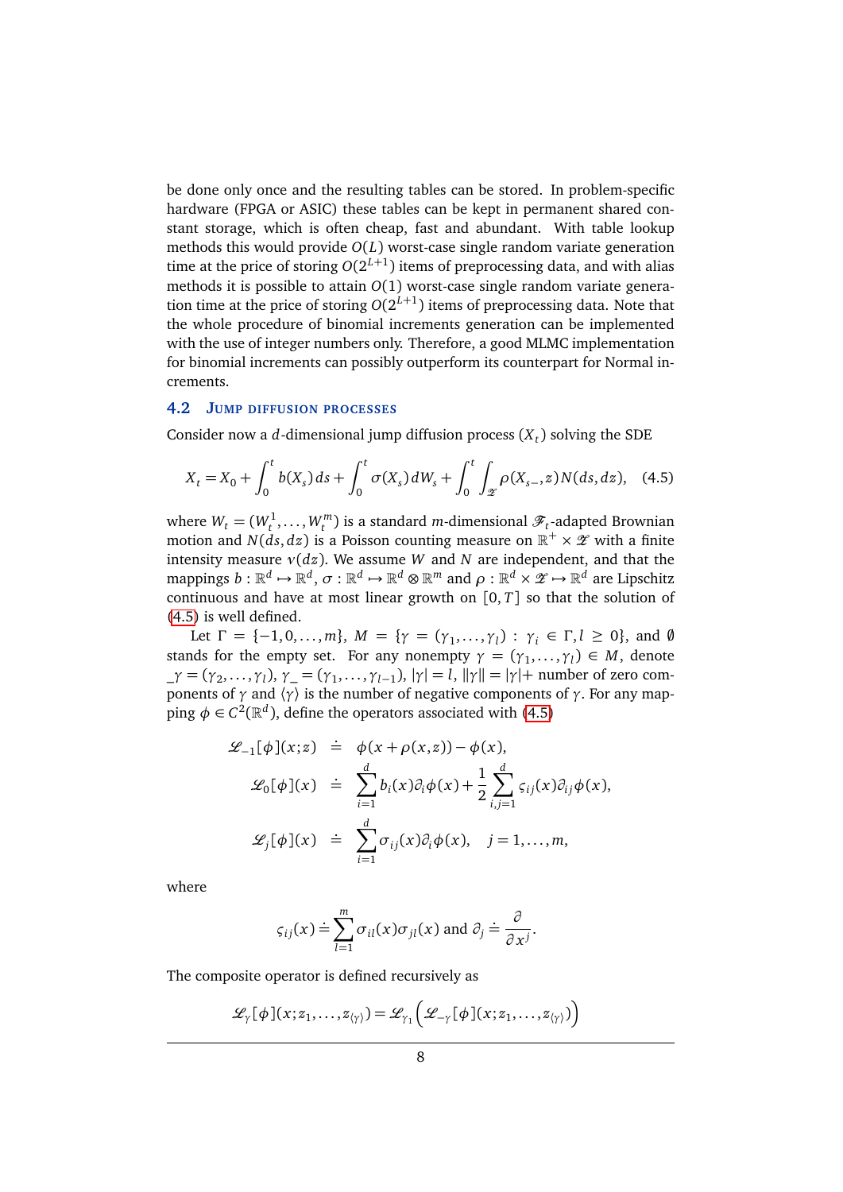be done only once and the resulting tables can be stored. In problem-specific hardware (FPGA or ASIC) these tables can be kept in permanent shared constant storage, which is often cheap, fast and abundant. With table lookup methods this would provide $O(L)$ worst-case single random variate generation time at the price of storing $O(2^{L+1})$ items of preprocessing data, and with alias methods it is possible to attain $O(1)$ worst-case single random variate generation time at the price of storing $O(2^{L+1})$ items of preprocessing data. Note that the whole procedure of binomial increments generation can be implemented with the use of integer numbers only. Therefore, a good MLMC implementation for binomial increments can possibly outperform its counterpart for Normal increments.

## 4.2 Jump diffusion processes

Consider now a $d$-dimensional jump diffusion process $(X_t)$ solving the SDE

$$X_t = X_0 + \int_0^t b(X_s)\,ds + \int_0^t \sigma(X_s)\,dW_s + \int_0^t \int_{\mathscr{Z}} \rho(X_{s-}, z) N(ds, dz), \quad (4.5)$$

where $W_t = (W_t^1, \ldots, W_t^m)$ is a standard $m$-dimensional $\mathscr{F}_t$-adapted Brownian motion and $N(ds, dz)$ is a Poisson counting measure on $\mathbb{R}^+ \times \mathscr{Z}$ with a finite intensity measure $\nu(dz)$. We assume $W$ and $N$ are independent, and that the mappings $b : \mathbb{R}^d \mapsto \mathbb{R}^d$, $\sigma : \mathbb{R}^d \mapsto \mathbb{R}^d \otimes \mathbb{R}^m$ and $\rho : \mathbb{R}^d \times \mathscr{Z} \mapsto \mathbb{R}^d$ are Lipschitz continuous and have at most linear growth on $[0, T]$ so that the solution of (4.5) is well defined.

Let $\Gamma = \{-1, 0, \ldots, m\}$, $M = \{\gamma = (\gamma_1, \ldots, \gamma_l) : \gamma_i \in \Gamma, l \geq 0\}$, and $\emptyset$ stands for the empty set. For any nonempty $\gamma = (\gamma_1, \ldots, \gamma_l) \in M$, denote $_-\gamma = (\gamma_2, \ldots, \gamma_l)$, $\gamma_- = (\gamma_1, \ldots, \gamma_{l-1})$, $|\gamma| = l$, $\|\gamma\| = |\gamma| +$ number of zero components of $\gamma$ and $\langle\gamma\rangle$ is the number of negative components of $\gamma$. For any mapping $\phi \in C^2(\mathbb{R}^d)$, define the operators associated with (4.5)

$$\begin{aligned}
\mathscr{L}_{-1}[\phi](x; z) &\doteq \phi(x + \rho(x, z)) - \phi(x), \\
\mathscr{L}_0[\phi](x) &\doteq \sum_{i=1}^d b_i(x)\partial_i \phi(x) + \frac{1}{2}\sum_{i,j=1}^d \varsigma_{ij}(x)\partial_{ij}\phi(x), \\
\mathscr{L}_j[\phi](x) &\doteq \sum_{i=1}^d \sigma_{ij}(x)\partial_i \phi(x), \quad j = 1, \ldots, m,
\end{aligned}$$

where

$$\varsigma_{ij}(x) \doteq \sum_{l=1}^m \sigma_{il}(x)\sigma_{jl}(x) \text{ and } \partial_j \doteq \frac{\partial}{\partial x^j}.$$

The composite operator is defined recursively as

$$\mathscr{L}_\gamma[\phi](x; z_1, \ldots, z_{\langle\gamma\rangle}) = \mathscr{L}_{\gamma_1}\left(\mathscr{L}_{-\gamma}[\phi](x; z_1, \ldots, z_{\langle\gamma\rangle})\right)$$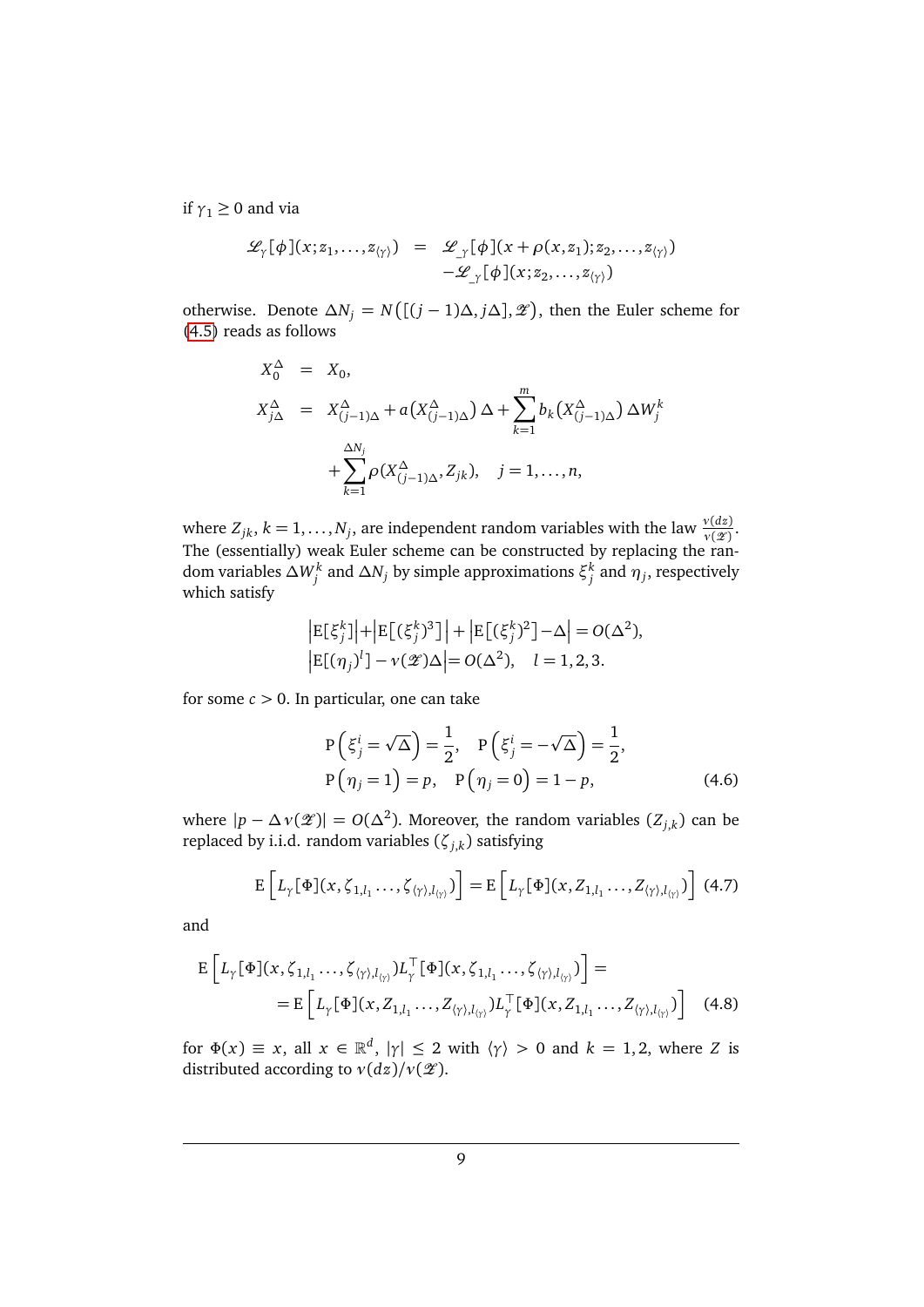if $\gamma_1 \geq 0$ and via

$$
\begin{aligned}
\mathscr{L}_\gamma[\phi](x; z_1, \ldots, z_{\langle\gamma\rangle}) &= \mathscr{L}_{\_\gamma}[\phi](x + \rho(x, z_1); z_2, \ldots, z_{\langle\gamma\rangle}) \\
&\quad - \mathscr{L}_{\_\gamma}[\phi](x; z_2, \ldots, z_{\langle\gamma\rangle})
\end{aligned}
$$

otherwise. Denote $\Delta N_j = N\big([(j-1)\Delta, j\Delta], \mathscr{Z}\big)$, then the Euler scheme for (4.5) reads as follows

$$
\begin{aligned}
X_0^\Delta &= X_0, \\
X_{j\Delta}^\Delta &= X_{(j-1)\Delta}^\Delta + a\big(X_{(j-1)\Delta}^\Delta\big)\,\Delta + \sum_{k=1}^m b_k\big(X_{(j-1)\Delta}^\Delta\big)\,\Delta W_j^k \\
&\quad + \sum_{k=1}^{\Delta N_j} \rho(X_{(j-1)\Delta}^\Delta, Z_{jk}), \quad j = 1, \ldots, n,
\end{aligned}
$$

where $Z_{jk}$, $k = 1, \ldots, N_j$, are independent random variables with the law $\frac{\nu(dz)}{\nu(\mathscr{Z})}$. The (essentially) weak Euler scheme can be constructed by replacing the random variables $\Delta W_j^k$ and $\Delta N_j$ by simple approximations $\xi_j^k$ and $\eta_j$, respectively which satisfy

$$
\begin{aligned}
&\left|\mathrm{E}[\xi_j^k]\right| + \left|\mathrm{E}\big[(\xi_j^k)^3\big]\right| + \left|\mathrm{E}\big[(\xi_j^k)^2\big] - \Delta\right| = O(\Delta^2), \\
&\left|\mathrm{E}[(\eta_j)^l] - \nu(\mathscr{Z})\Delta\right| = O(\Delta^2), \quad l = 1, 2, 3.
\end{aligned}
$$

for some $c > 0$. In particular, one can take

$$
\begin{aligned}
&\mathrm{P}\left(\xi_j^i = \sqrt{\Delta}\right) = \frac{1}{2}, \quad \mathrm{P}\left(\xi_j^i = -\sqrt{\Delta}\right) = \frac{1}{2}, \\
&\mathrm{P}\left(\eta_j = 1\right) = p, \quad \mathrm{P}\left(\eta_j = 0\right) = 1 - p,
\end{aligned} \tag{4.6}
$$

where $|p - \Delta\,\nu(\mathscr{Z})| = O(\Delta^2)$. Moreover, the random variables $(Z_{j,k})$ can be replaced by i.i.d. random variables $(\zeta_{j,k})$ satisfying

$$
\mathrm{E}\left[L_\gamma[\Phi](x, \zeta_{1,l_1}\ldots, \zeta_{\langle\gamma\rangle, l_{\langle\gamma\rangle}})\right] = \mathrm{E}\left[L_\gamma[\Phi](x, Z_{1,l_1}\ldots, Z_{\langle\gamma\rangle, l_{\langle\gamma\rangle}})\right] \tag{4.7}
$$

and

$$
\begin{aligned}
&\mathrm{E}\left[L_\gamma[\Phi](x, \zeta_{1,l_1}\ldots, \zeta_{\langle\gamma\rangle, l_{\langle\gamma\rangle}}) L_\gamma^\top[\Phi](x, \zeta_{1,l_1}\ldots, \zeta_{\langle\gamma\rangle, l_{\langle\gamma\rangle}})\right] = \\
&\qquad = \mathrm{E}\left[L_\gamma[\Phi](x, Z_{1,l_1}\ldots, Z_{\langle\gamma\rangle, l_{\langle\gamma\rangle}}) L_\gamma^\top[\Phi](x, Z_{1,l_1}\ldots, Z_{\langle\gamma\rangle, l_{\langle\gamma\rangle}})\right]
\end{aligned} \tag{4.8}
$$

for $\Phi(x) \equiv x$, all $x \in \mathbb{R}^d$, $|\gamma| \leq 2$ with $\langle\gamma\rangle > 0$ and $k = 1, 2$, where $Z$ is distributed according to $\nu(dz)/\nu(\mathscr{Z})$.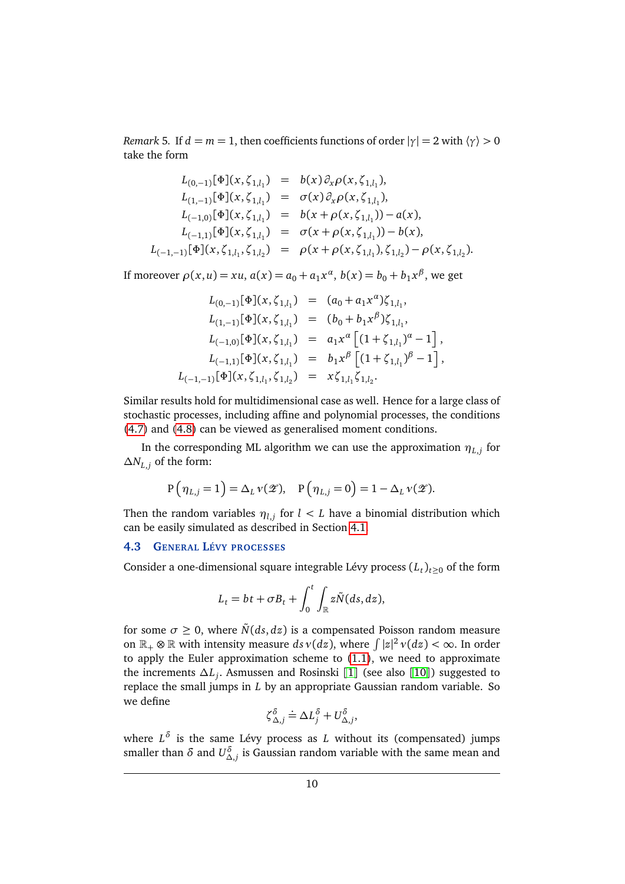*Remark* 5. If $d = m = 1$, then coefficients functions of order $|\gamma| = 2$ with $\langle\gamma\rangle > 0$ take the form

$$
\begin{aligned}
L_{(0,-1)}[\Phi](x,\zeta_{1,l_1}) &= b(x)\,\partial_x \rho(x,\zeta_{1,l_1}),\\
L_{(1,-1)}[\Phi](x,\zeta_{1,l_1}) &= \sigma(x)\,\partial_x \rho(x,\zeta_{1,l_1}),\\
L_{(-1,0)}[\Phi](x,\zeta_{1,l_1}) &= b(x+\rho(x,\zeta_{1,l_1})) - a(x),\\
L_{(-1,1)}[\Phi](x,\zeta_{1,l_1}) &= \sigma(x+\rho(x,\zeta_{1,l_1})) - b(x),\\
L_{(-1,-1)}[\Phi](x,\zeta_{1,l_1},\zeta_{1,l_2}) &= \rho(x+\rho(x,\zeta_{1,l_1}),\zeta_{1,l_2}) - \rho(x,\zeta_{1,l_2}).
\end{aligned}
$$

If moreover $\rho(x,u) = xu$, $a(x) = a_0 + a_1 x^{\alpha}$, $b(x) = b_0 + b_1 x^{\beta}$, we get

$$
\begin{aligned}
L_{(0,-1)}[\Phi](x,\zeta_{1,l_1}) &= (a_0 + a_1 x^{\alpha})\zeta_{1,l_1},\\
L_{(1,-1)}[\Phi](x,\zeta_{1,l_1}) &= (b_0 + b_1 x^{\beta})\zeta_{1,l_1},\\
L_{(-1,0)}[\Phi](x,\zeta_{1,l_1}) &= a_1 x^{\alpha}\left[(1+\zeta_{1,l_1})^{\alpha} - 1\right],\\
L_{(-1,1)}[\Phi](x,\zeta_{1,l_1}) &= b_1 x^{\beta}\left[(1+\zeta_{1,l_1})^{\beta} - 1\right],\\
L_{(-1,-1)}[\Phi](x,\zeta_{1,l_1},\zeta_{1,l_2}) &= x\zeta_{1,l_1}\zeta_{1,l_2}.
\end{aligned}
$$

Similar results hold for multidimensional case as well. Hence for a large class of stochastic processes, including affine and polynomial processes, the conditions (4.7) and (4.8) can be viewed as generalised moment conditions.

In the corresponding ML algorithm we can use the approximation $\eta_{L,j}$ for $\Delta N_{L,j}$ of the form:

$$
\mathrm{P}\left(\eta_{L,j} = 1\right) = \Delta_L\, \nu(\mathscr{Z}), \quad \mathrm{P}\left(\eta_{L,j} = 0\right) = 1 - \Delta_L\, \nu(\mathscr{Z}).
$$

Then the random variables $\eta_{l,j}$ for $l < L$ have a binomial distribution which can be easily simulated as described in Section 4.1.

### 4.3 General Lévy processes

Consider a one-dimensional square integrable Lévy process $(L_t)_{t\geq 0}$ of the form

$$
L_t = bt + \sigma B_t + \int_0^t \int_{\mathbb{R}} z \tilde{N}(ds,dz),
$$

for some $\sigma \geq 0$, where $\tilde{N}(ds,dz)$ is a compensated Poisson random measure on $\mathbb{R}_+ \otimes \mathbb{R}$ with intensity measure $ds\,\nu(dz)$, where $\int |z|^2 \nu(dz) < \infty$. In order to apply the Euler approximation scheme to (1.1), we need to approximate the increments $\Delta L_j$. Asmussen and Rosinski [1] (see also [10]) suggested to replace the small jumps in $L$ by an appropriate Gaussian random variable. So we define

$$
\zeta^{\delta}_{\Delta,j} \doteq \Delta L^{\delta}_j + U^{\delta}_{\Delta,j},
$$

where $L^{\delta}$ is the same Lévy process as $L$ without its (compensated) jumps smaller than $\delta$ and $U^{\delta}_{\Delta,j}$ is Gaussian random variable with the same mean and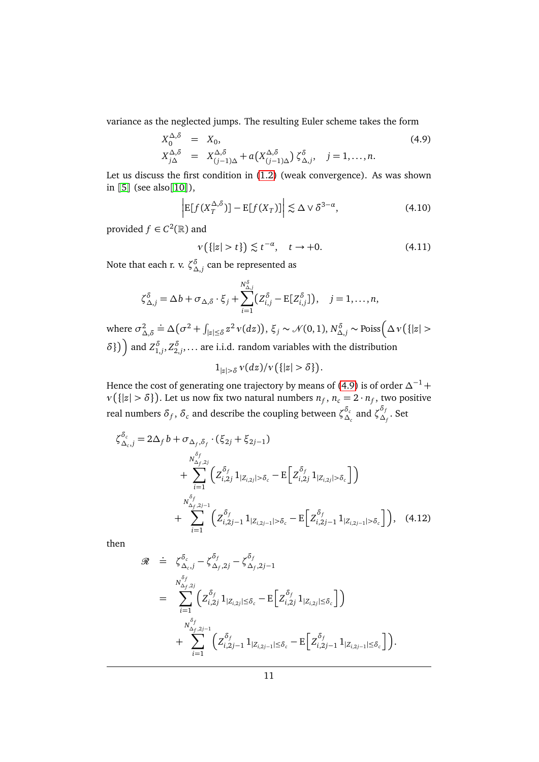variance as the neglected jumps. The resulting Euler scheme takes the form

$$
\begin{aligned}
X_0^{\Delta,\delta} &= X_0, \\
X_{j\Delta}^{\Delta,\delta} &= X_{(j-1)\Delta}^{\Delta,\delta} + a\big(X_{(j-1)\Delta}^{\Delta,\delta}\big)\, \zeta_{\Delta,j}^{\delta}, \quad j = 1, \ldots, n.
\end{aligned} \tag{4.9}
$$

Let us discuss the first condition in (1.2) (weak convergence). As was shown in [5] (see also [10]),

$$
\left| \mathrm{E}[f(X_T^{\Delta,\delta})] - \mathrm{E}[f(X_T)] \right| \lesssim \Delta \vee \delta^{3-\alpha}, \tag{4.10}
$$

provided $f \in C^2(\mathbb{R})$ and

$$
\nu\big(\{|z| > t\}\big) \lesssim t^{-\alpha}, \quad t \to +0. \tag{4.11}
$$

Note that each r. v. $\zeta_{\Delta,j}^{\delta}$ can be represented as

$$
\zeta_{\Delta,j}^{\delta} = \Delta b + \sigma_{\Delta,\delta} \cdot \xi_j + \sum_{i=1}^{N_{\Delta,j}^{\delta}} \big(Z_{i,j}^{\delta} - \mathrm{E}[Z_{i,j}^{\delta}]\big), \quad j = 1, \ldots, n,
$$

where $\sigma_{\Delta,\delta}^2 \doteq \Delta\big(\sigma^2 + \int_{|z| \le \delta} z^2\, \nu(dz)\big)$, $\xi_j \sim \mathcal{N}(0,1)$, $N_{\Delta,j}^{\delta} \sim \mathrm{Poiss}\Big(\Delta\, \nu\big(\{|z| > \delta\}\big)\Big)$ and $Z_{1,j}^{\delta}, Z_{2,j}^{\delta}, \ldots$ are i.i.d. random variables with the distribution

$$
1_{|z|>\delta}\, \nu(dz) / \nu\big(\{|z| > \delta\}\big).
$$

Hence the cost of generating one trajectory by means of (4.9) is of order $\Delta^{-1} + \nu\big(\{|z| > \delta\}\big)$. Let us now fix two natural numbers $n_f$, $n_c = 2 \cdot n_f$, two positive real numbers $\delta_f$, $\delta_c$ and describe the coupling between $\zeta_{\Delta_c}^{\delta_c}$ and $\zeta_{\Delta_f}^{\delta_f}$. Set

$$
\begin{aligned}
\zeta_{\Delta_c,j}^{\delta_c} = 2\Delta_f b + \sigma_{\Delta_f,\delta_f} \cdot (\xi_{2j} + \xi_{2j-1}) \\
+ \sum_{i=1}^{N_{\Delta_f,2j}^{\delta_f}} \Big( Z_{i,2j}^{\delta_f}\, 1_{|Z_{i,2j}| > \delta_c} - \mathrm{E}\Big[ Z_{i,2j}^{\delta_f}\, 1_{|Z_{i,2j}| > \delta_c} \Big] \Big) \\
+ \sum_{i=1}^{N_{\Delta_f,2j-1}^{\delta_f}} \Big( Z_{i,2j-1}^{\delta_f}\, 1_{|Z_{i,2j-1}| > \delta_c} - \mathrm{E}\Big[ Z_{i,2j-1}^{\delta_f}\, 1_{|Z_{i,2j-1}| > \delta_c} \Big] \Big),
\end{aligned} \tag{4.12}
$$

then

$$
\begin{aligned}
\mathscr{R} &\doteq \zeta_{\Delta_c,j}^{\delta_c} - \zeta_{\Delta_f,2j}^{\delta_f} - \zeta_{\Delta_f,2j-1}^{\delta_f} \\
&= \sum_{i=1}^{N_{\Delta_f,2j}^{\delta_f}} \Big( Z_{i,2j}^{\delta_f}\, 1_{|Z_{i,2j}| \le \delta_c} - \mathrm{E}\Big[ Z_{i,2j}^{\delta_f}\, 1_{|Z_{i,2j}| \le \delta_c} \Big] \Big) \\
&\quad + \sum_{i=1}^{N_{\Delta_f,2j-1}^{\delta_f}} \Big( Z_{i,2j-1}^{\delta_f}\, 1_{|Z_{i,2j-1}| \le \delta_c} - \mathrm{E}\Big[ Z_{i,2j-1}^{\delta_f}\, 1_{|Z_{i,2j-1}| \le \delta_c} \Big] \Big).
\end{aligned}
$$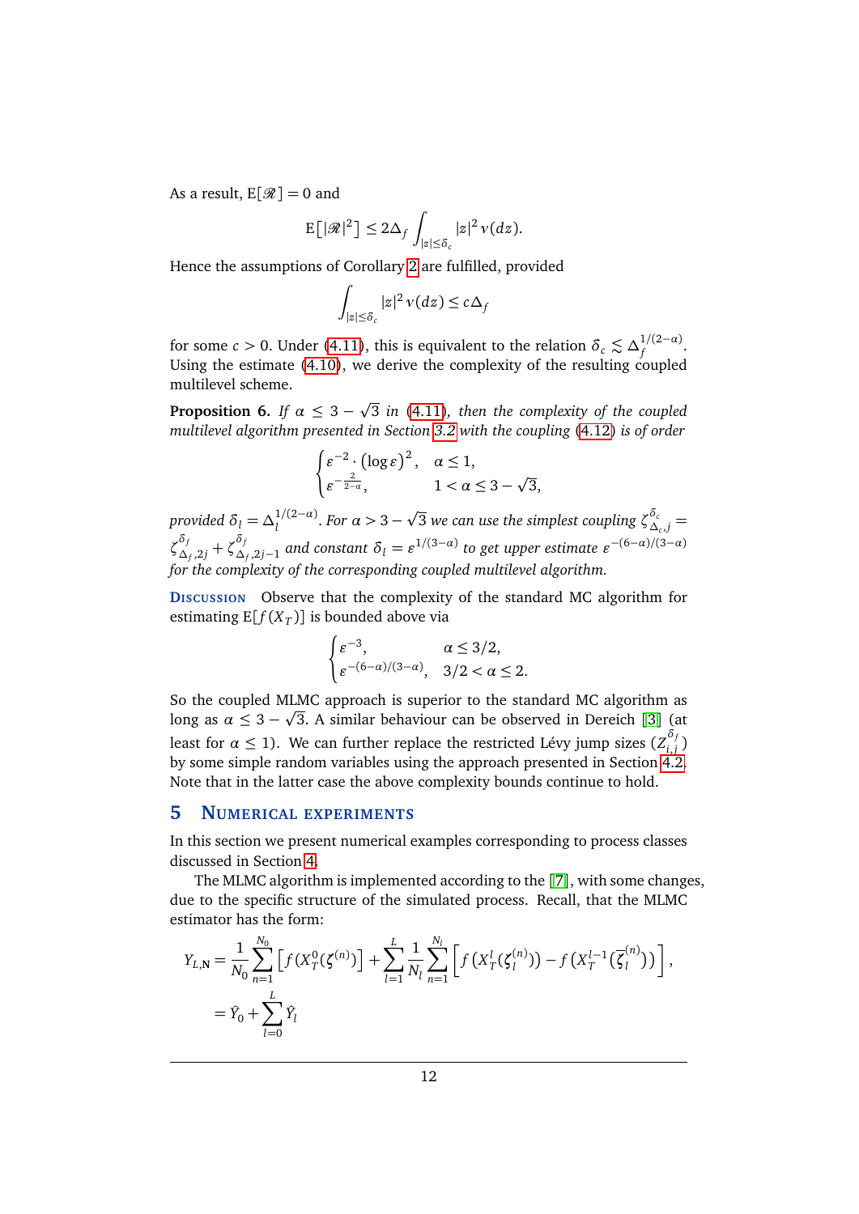As a result, $\mathrm{E}[\mathscr{R}] = 0$ and

$$\mathrm{E}\big[|\mathscr{R}|^2\big] \leq 2\Delta_f \int_{|z|\leq\delta_c} |z|^2\,\nu(dz).$$

Hence the assumptions of Corollary 2 are fulfilled, provided

$$\int_{|z|\leq\delta_c} |z|^2\,\nu(dz) \leq c\Delta_f$$

for some $c > 0$. Under (4.11), this is equivalent to the relation $\delta_c \lesssim \Delta_f^{1/(2-\alpha)}$. Using the estimate (4.10), we derive the complexity of the resulting coupled multilevel scheme.

**Proposition 6.** *If $\alpha \leq 3 - \sqrt{3}$ in (4.11), then the complexity of the coupled multilevel algorithm presented in Section 3.2 with the coupling (4.12) is of order*

$$\begin{cases} \varepsilon^{-2} \cdot (\log\varepsilon)^2, & \alpha \leq 1, \\ \varepsilon^{-\frac{2}{2-\alpha}}, & 1 < \alpha \leq 3-\sqrt{3}, \end{cases}$$

*provided $\delta_l = \Delta_l^{1/(2-\alpha)}$. For $\alpha > 3 - \sqrt{3}$ we can use the simplest coupling $\zeta^{\delta_c}_{\Delta_c,j} = \zeta^{\delta_f}_{\Delta_f,2j} + \zeta^{\delta_f}_{\Delta_f,2j-1}$ and constant $\delta_l = \varepsilon^{1/(3-\alpha)}$ to get upper estimate $\varepsilon^{-(6-\alpha)/(3-\alpha)}$ for the complexity of the corresponding coupled multilevel algorithm.*

**Discussion** Observe that the complexity of the standard MC algorithm for estimating $\mathrm{E}[f(X_T)]$ is bounded above via

$$\begin{cases} \varepsilon^{-3}, & \alpha \leq 3/2, \\ \varepsilon^{-(6-\alpha)/(3-\alpha)}, & 3/2 < \alpha \leq 2. \end{cases}$$

So the coupled MLMC approach is superior to the standard MC algorithm as long as $\alpha \leq 3 - \sqrt{3}$. A similar behaviour can be observed in Dereich [3] (at least for $\alpha \leq 1$). We can further replace the restricted Lévy jump sizes $(Z^{\delta_f}_{i,j})$ by some simple random variables using the approach presented in Section 4.2. Note that in the latter case the above complexity bounds continue to hold.

## 5 Numerical experiments

In this section we present numerical examples corresponding to process classes discussed in Section 4.

The MLMC algorithm is implemented according to the [7], with some changes, due to the specific structure of the simulated process. Recall, that the MLMC estimator has the form:

$$\begin{aligned} Y_{L,\mathbf{N}} &= \frac{1}{N_0}\sum_{n=1}^{N_0}\Big[f(X_T^0(\zeta^{(n)})\Big] + \sum_{l=1}^{L}\frac{1}{N_l}\sum_{n=1}^{N_l}\Big[f\big(X_T^l(\zeta_l^{(n)})\big) - f\big(X_T^{l-1}(\overline{\zeta}_l^{(n)})\big)\Big], \\ &= \hat{Y}_0 + \sum_{l=0}^{L}\hat{Y}_l \end{aligned}$$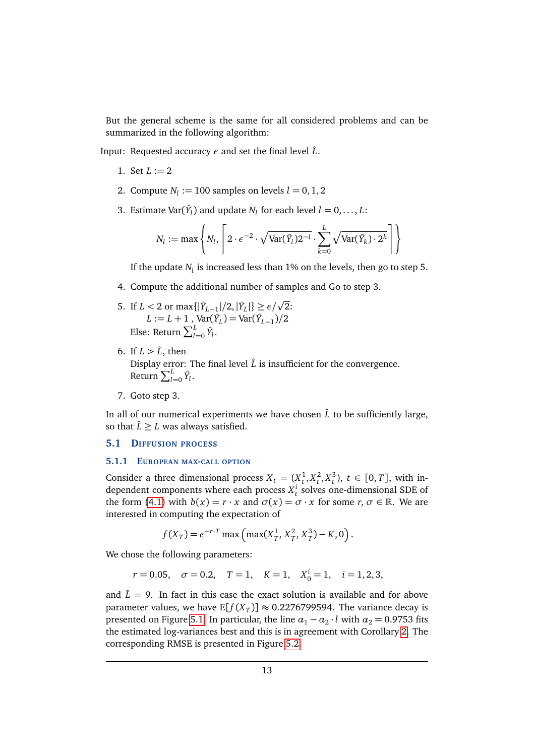But the general scheme is the same for all considered problems and can be summarized in the following algorithm:

Input: Requested accuracy $\epsilon$ and set the final level $\hat{L}$.

1. Set $L := 2$
2. Compute $N_l := 100$ samples on levels $l = 0, 1, 2$
3. Estimate $\operatorname{Var}(\hat{Y}_l)$ and update $N_l$ for each level $l = 0, \dots, L$:

$$N_l := \max\left\{ N_l, \left\lceil 2 \cdot \epsilon^{-2} \cdot \sqrt{\operatorname{Var}(\hat{Y}_l) 2^{-l}} \cdot \sum_{k=0}^{L} \sqrt{\operatorname{Var}(\hat{Y}_k) \cdot 2^k} \right\rceil \right\}$$

   If the update $N_l$ is increased less than 1% on the levels, then go to step 5.

4. Compute the additional number of samples and Go to step 3.
5. If $L < 2$ or $\max\{|\hat{Y}_{L-1}|/2, |\hat{Y}_L|\} \geq \epsilon/\sqrt{2}$:
   $L := L + 1$ , $\operatorname{Var}(\hat{Y}_L) = \operatorname{Var}(\hat{Y}_{L-1})/2$
   Else: Return $\sum_{l=0}^{L} \hat{Y}_l$.
6. If $L > \hat{L}$, then
   Display error: The final level $\hat{L}$ is insufficient for the convergence.
   Return $\sum_{l=0}^{L} \hat{Y}_l$.
7. Goto step 3.

In all of our numerical experiments we have chosen $\hat{L}$ to be sufficiently large, so that $\hat{L} \geq L$ was always satisfied.

## 5.1 Diffusion process

### 5.1.1 European max-call option

Consider a three dimensional process $X_t = (X_t^1, X_t^2, X_t^3)$, $t \in [0, T]$, with independent components where each process $X_t^i$ solves one-dimensional SDE of the form (4.1) with $b(x) = r \cdot x$ and $\sigma(x) = \sigma \cdot x$ for some $r, \sigma \in \mathbb{R}$. We are interested in computing the expectation of

$$f(X_T) = e^{-r \cdot T} \max\left( \max(X_T^1, X_T^2, X_T^3) - K, 0 \right).$$

We chose the following parameters:

$$r = 0.05, \quad \sigma = 0.2, \quad T = 1, \quad K = 1, \quad X_0^i = 1, \quad i = 1, 2, 3,$$

and $\hat{L} = 9$. In fact in this case the exact solution is available and for above parameter values, we have $\mathrm{E}[f(X_T)] \approx 0.2276799594$. The variance decay is presented on Figure 5.1. In particular, the line $\alpha_1 - \alpha_2 \cdot l$ with $\alpha_2 = 0.9753$ fits the estimated log-variances best and this is in agreement with Corollary 2. The corresponding RMSE is presented in Figure 5.2.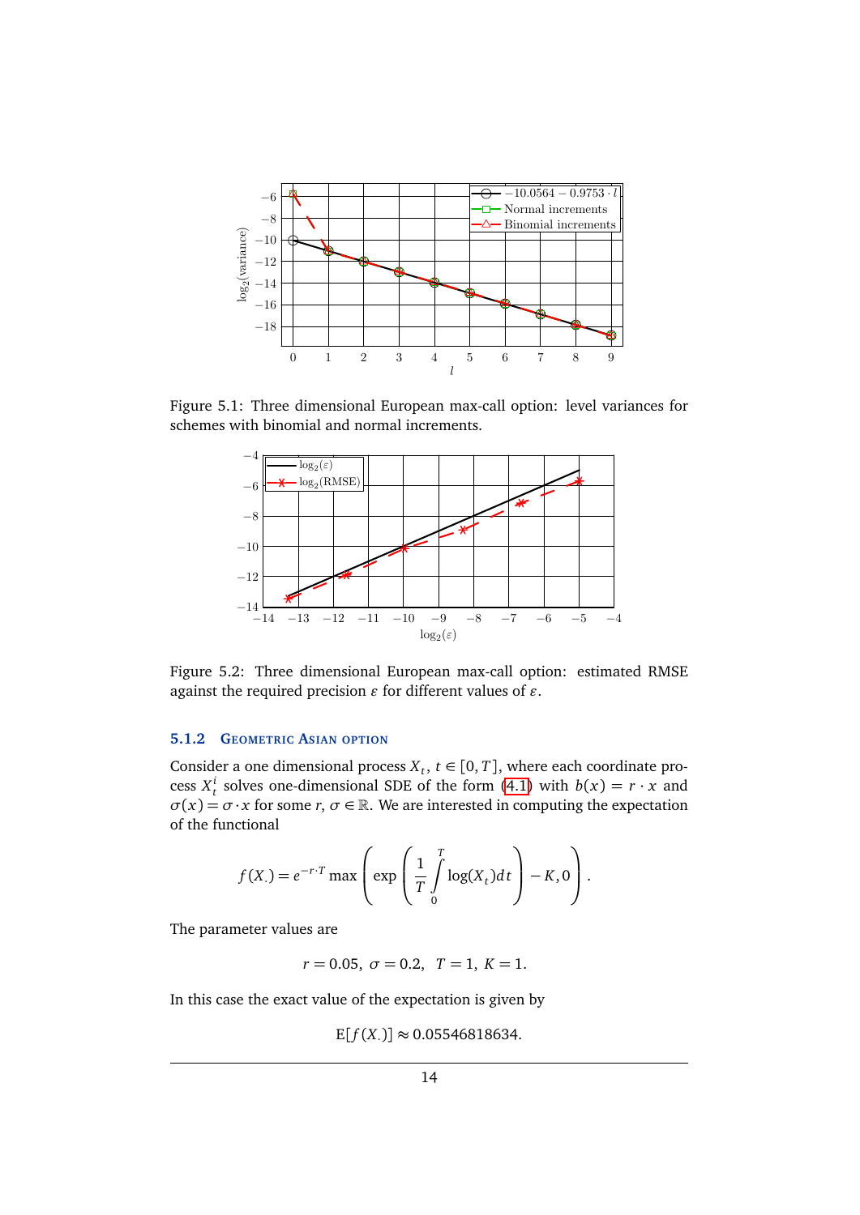Figure 5.1: Three dimensional European max-call option: level variances for schemes with binomial and normal increments.

Figure 5.2: Three dimensional European max-call option: estimated RMSE against the required precision $\varepsilon$ for different values of $\varepsilon$.

### 5.1.2 Geometric Asian option

Consider a one dimensional process $X_t$, $t \in [0, T]$, where each coordinate process $X_t^i$ solves one-dimensional SDE of the form (4.1) with $b(x) = r \cdot x$ and $\sigma(x) = \sigma \cdot x$ for some $r, \sigma \in \mathbb{R}$. We are interested in computing the expectation of the functional

$$f(X_\cdot) = e^{-r \cdot T} \max\left( \exp\left( \frac{1}{T} \int_0^T \log(X_t) dt \right) - K, 0 \right).$$

The parameter values are

$$r = 0.05,\ \sigma = 0.2,\quad T = 1,\ K = 1.$$

In this case the exact value of the expectation is given by

$$\mathrm{E}[f(X_\cdot)] \approx 0.05546818634.$$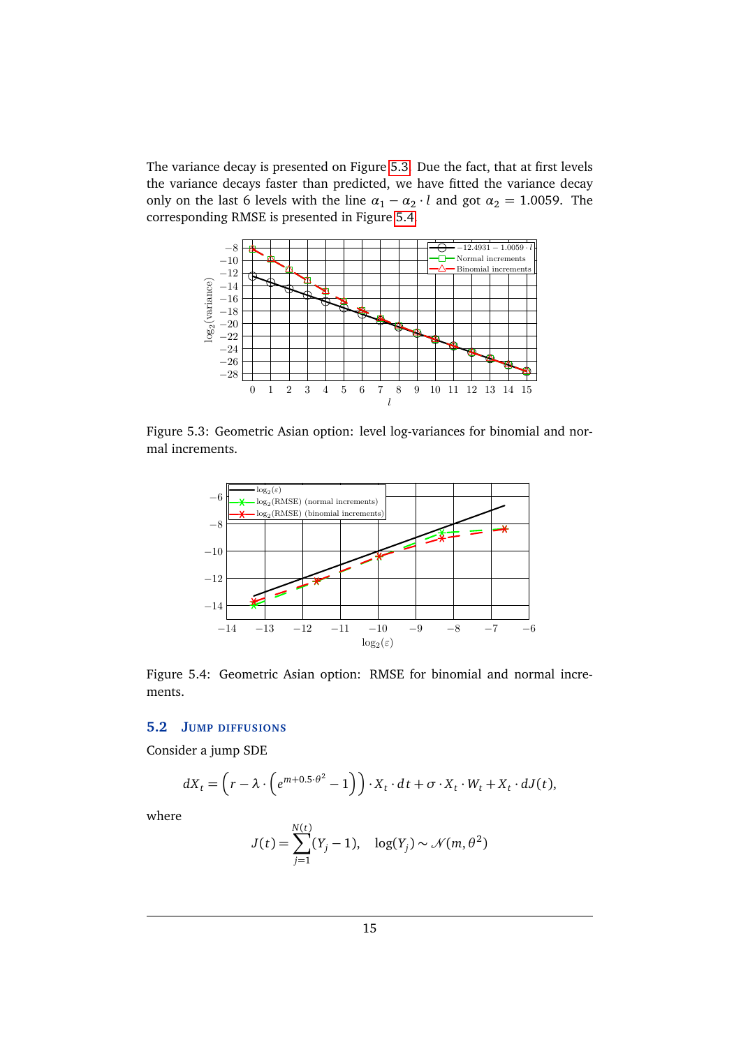The variance decay is presented on Figure 5.3. Due the fact, that at first levels the variance decays faster than predicted, we have fitted the variance decay only on the last 6 levels with the line $\alpha_1 - \alpha_2 \cdot l$ and got $\alpha_2 = 1.0059$. The corresponding RMSE is presented in Figure 5.4.

Figure 5.3: Geometric Asian option: level log-variances for binomial and normal increments.

Figure 5.4: Geometric Asian option: RMSE for binomial and normal increments.

## 5.2 Jump diffusions

Consider a jump SDE

$$dX_t = \left(r - \lambda \cdot \left(e^{m+0.5\cdot\theta^2} - 1\right)\right) \cdot X_t \cdot dt + \sigma \cdot X_t \cdot W_t + X_t \cdot dJ(t),$$

where

$$J(t) = \sum_{j=1}^{N(t)} (Y_j - 1), \quad \log(Y_j) \sim \mathcal{N}(m, \theta^2)$$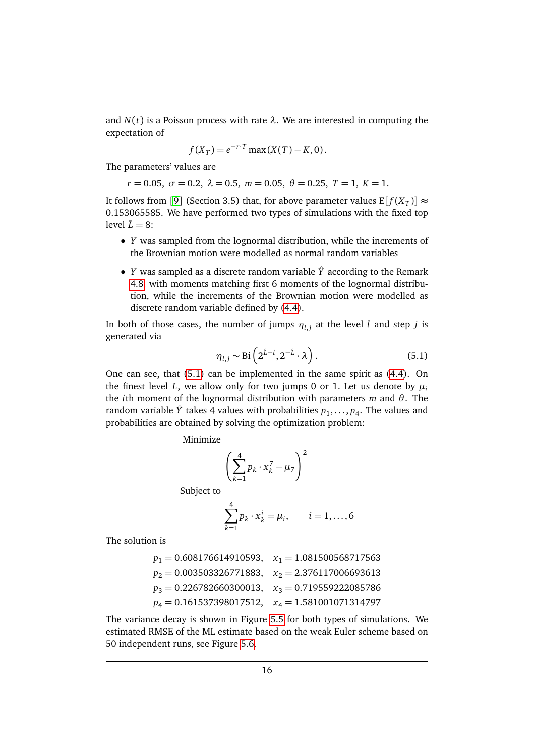and $N(t)$ is a Poisson process with rate $\lambda$. We are interested in computing the expectation of

$$f(X_T) = e^{-r \cdot T} \max(X(T) - K, 0).$$

The parameters' values are

$$r = 0.05,\ \sigma = 0.2,\ \lambda = 0.5,\ m = 0.05,\ \theta = 0.25,\ T = 1,\ K = 1.$$

It follows from [9] (Section 3.5) that, for above parameter values $\mathrm{E}[f(X_T)] \approx 0.153065585$. We have performed two types of simulations with the fixed top level $\hat{L} = 8$:

- $Y$ was sampled from the lognormal distribution, while the increments of the Brownian motion were modelled as normal random variables
- $Y$ was sampled as a discrete random variable $\hat{Y}$ according to the Remark 4.8, with moments matching first 6 moments of the lognormal distribution, while the increments of the Brownian motion were modelled as discrete random variable defined by (4.4).

In both of those cases, the number of jumps $\eta_{l,j}$ at the level $l$ and step $j$ is generated via

$$\eta_{l,j} \sim \mathrm{Bi}\left(2^{\hat{L}-l}, 2^{-\hat{L}} \cdot \lambda\right). \tag{5.1}$$

One can see, that (5.1) can be implemented in the same spirit as (4.4). On the finest level $L$, we allow only for two jumps 0 or 1. Let us denote by $\mu_i$ the $i$th moment of the lognormal distribution with parameters $m$ and $\theta$. The random variable $\hat{Y}$ takes 4 values with probabilities $p_1, \ldots, p_4$. The values and probabilities are obtained by solving the optimization problem:

Minimize

$$\left(\sum_{k=1}^{4} p_k \cdot x_k^7 - \mu_7\right)^2$$

Subject to

$$\sum_{k=1}^{4} p_k \cdot x_k^i = \mu_i, \qquad i = 1, \ldots, 6$$

The solution is

$$\begin{aligned}
p_1 &= 0.608176614910593, & x_1 &= 1.081500568717563\\
p_2 &= 0.003503326771883, & x_2 &= 2.376117006693613\\
p_3 &= 0.226782660300013, & x_3 &= 0.719559222085786\\
p_4 &= 0.161537398017512, & x_4 &= 1.581001071314797
\end{aligned}$$

The variance decay is shown in Figure 5.5 for both types of simulations. We estimated RMSE of the ML estimate based on the weak Euler scheme based on 50 independent runs, see Figure 5.6.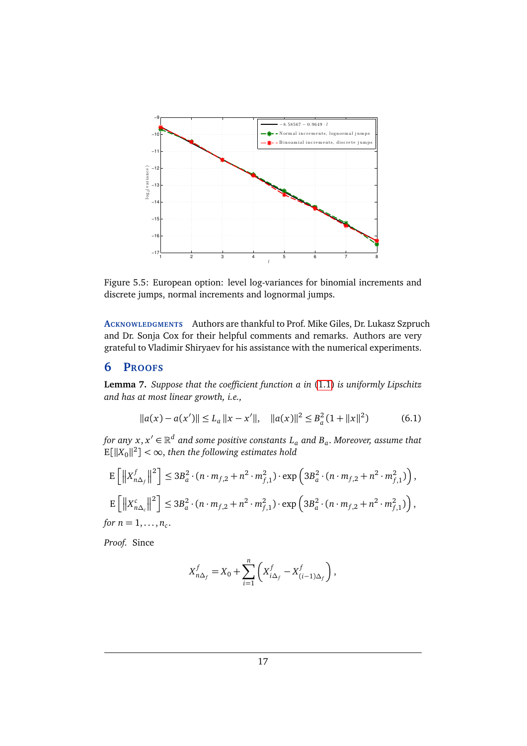Figure 5.5: European option: level log-variances for binomial increments and discrete jumps, normal increments and lognormal jumps.

**Acknowledgments** Authors are thankful to Prof. Mike Giles, Dr. Lukasz Szpruch and Dr. Sonja Cox for their helpful comments and remarks. Authors are very grateful to Vladimir Shiryaev for his assistance with the numerical experiments.

## 6 Proofs

**Lemma 7.** *Suppose that the coefficient function $a$ in (1.1) is uniformly Lipschitz and has at most linear growth, i.e.,*

$$\|a(x) - a(x')\| \le L_a \|x - x'\|, \quad \|a(x)\|^2 \le B_a^2(1 + \|x\|^2) \tag{6.1}$$

*for any $x, x' \in \mathbb{R}^d$ and some positive constants $L_a$ and $B_a$. Moreover, assume that $\mathrm{E}[\|X_0\|^2] < \infty$, then the following estimates hold*

$$\mathrm{E}\left[\left\|X^f_{n\Delta_f}\right\|^2\right] \le 3B_a^2 \cdot (n \cdot m_{f,2} + n^2 \cdot m_{f,1}^2) \cdot \exp\left(3B_a^2 \cdot (n \cdot m_{f,2} + n^2 \cdot m_{f,1}^2)\right),$$

$$\mathrm{E}\left[\left\|X^c_{n\Delta_c}\right\|^2\right] \le 3B_a^2 \cdot (n \cdot m_{f,2} + n^2 \cdot m_{f,1}^2) \cdot \exp\left(3B_a^2 \cdot (n \cdot m_{f,2} + n^2 \cdot m_{f,1}^2)\right),$$

*for $n = 1, \ldots, n_c$.*

*Proof.* Since

$$X^f_{n\Delta_f} = X_0 + \sum_{i=1}^{n}\left(X^f_{i\Delta_f} - X^f_{(i-1)\Delta_f}\right),$$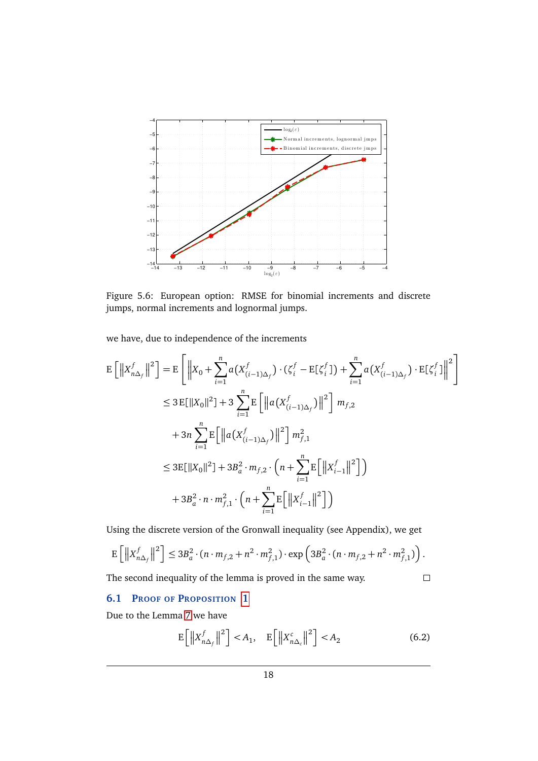Figure 5.6: European option: RMSE for binomial increments and discrete jumps, normal increments and lognormal jumps.

we have, due to independence of the increments

$$
\begin{aligned}
\mathrm{E}\left[\left\|X^f_{n\Delta_f}\right\|^2\right] &= \mathrm{E}\left[\left\|X_0 + \sum_{i=1}^{n} a(X^f_{(i-1)\Delta_f}) \cdot (\zeta^f_i - \mathrm{E}[\zeta^f_i]) + \sum_{i=1}^{n} a(X^f_{(i-1)\Delta_f}) \cdot \mathrm{E}[\zeta^f_i]\right\|^2\right] \\
&\leq 3\,\mathrm{E}[\|X_0\|^2] + 3\sum_{i=1}^{n} \mathrm{E}\left[\left\|a(X^f_{(i-1)\Delta_f})\right\|^2\right] m_{f,2} \\
&\quad + 3n\sum_{i=1}^{n} \mathrm{E}\left[\left\|a(X^f_{(i-1)\Delta_f})\right\|^2\right] m^2_{f,1} \\
&\leq 3\mathrm{E}[\|X_0\|^2] + 3B_a^2 \cdot m_{f,2} \cdot \left(n + \sum_{i=1}^{n} \mathrm{E}\left[\left\|X^f_{i-1}\right\|^2\right]\right) \\
&\quad + 3B_a^2 \cdot n \cdot m^2_{f,1} \cdot \left(n + \sum_{i=1}^{n} \mathrm{E}\left[\left\|X^f_{i-1}\right\|^2\right]\right)
\end{aligned}
$$

Using the discrete version of the Gronwall inequality (see Appendix), we get

$$
\mathrm{E}\left[\left\|X^f_{n\Delta_f}\right\|^2\right] \leq 3B_a^2 \cdot (n \cdot m_{f,2} + n^2 \cdot m^2_{f,1}) \cdot \exp\left(3B_a^2 \cdot (n \cdot m_{f,2} + n^2 \cdot m^2_{f,1})\right).
$$

The second inequality of the lemma is proved in the same way. □

## 6.1 Proof of Proposition 1

Due to the Lemma 7 we have

$$
\mathrm{E}\left[\left\|X^f_{n\Delta_f}\right\|^2\right] < A_1, \quad \mathrm{E}\left[\left\|X^c_{n\Delta_c}\right\|^2\right] < A_2 \tag{6.2}
$$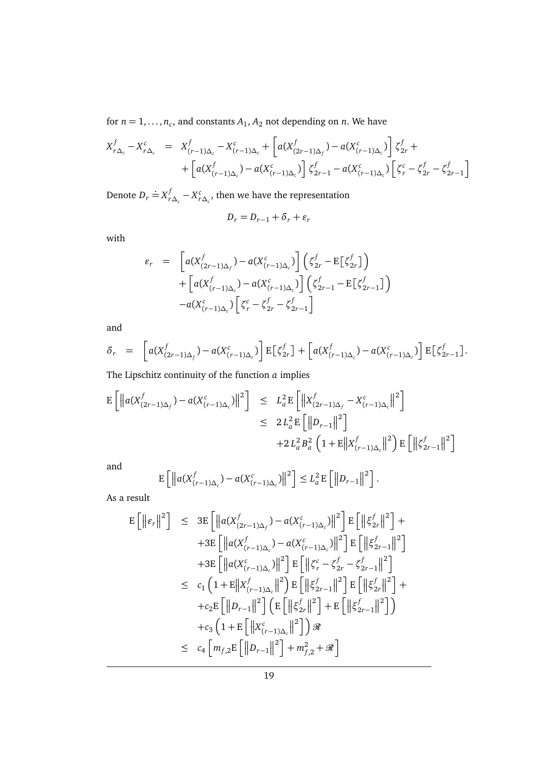for $n = 1, \ldots, n_c$, and constants $A_1, A_2$ not depending on $n$. We have

$$
\begin{aligned}
X^f_{r\Delta_c} - X^c_{r\Delta_c} &= X^f_{(r-1)\Delta_c} - X^c_{(r-1)\Delta_c} + \left[ a(X^f_{(2r-1)\Delta_f}) - a(X^c_{(r-1)\Delta_c}) \right] \zeta^f_{2r} + \\
&\quad + \left[ a(X^f_{(r-1)\Delta_c}) - a(X^c_{(r-1)\Delta_c}) \right] \zeta^f_{2r-1} - a(X^c_{(r-1)\Delta_c}) \left[ \zeta^c_r - \zeta^f_{2r} - \zeta^f_{2r-1} \right]
\end{aligned}
$$

Denote $D_r \doteq X^f_{r\Delta_c} - X^c_{r\Delta_c}$, then we have the representation

$$
D_r = D_{r-1} + \delta_r + \varepsilon_r
$$

with

$$
\begin{aligned}
\varepsilon_r &= \left[ a(X^f_{(2r-1)\Delta_f}) - a(X^c_{(r-1)\Delta_c}) \right] \left( \zeta^f_{2r} - \mathrm{E}\left[\zeta^f_{2r}\right] \right) \\
&\quad + \left[ a(X^f_{(r-1)\Delta_c}) - a(X^c_{(r-1)\Delta_c}) \right] \left( \zeta^f_{2r-1} - \mathrm{E}\left[\zeta^f_{2r-1}\right] \right) \\
&\quad - a(X^c_{(r-1)\Delta_c}) \left[ \zeta^c_r - \zeta^f_{2r} - \zeta^f_{2r-1} \right]
\end{aligned}
$$

and

$$
\delta_r = \left[ a(X^f_{(2r-1)\Delta_f}) - a(X^c_{(r-1)\Delta_c}) \right] \mathrm{E}\left[\zeta^f_{2r}\right] + \left[ a(X^f_{(r-1)\Delta_c}) - a(X^c_{(r-1)\Delta_c}) \right] \mathrm{E}\left[\zeta^f_{2r-1}\right].
$$

The Lipschitz continuity of the function $a$ implies

$$
\begin{aligned}
\mathrm{E}\left[ \left\| a(X^f_{(2r-1)\Delta_f}) - a(X^c_{(r-1)\Delta_c}) \right\|^2 \right] &\leq L_a^2 \mathrm{E}\left[ \left\| X^f_{(2r-1)\Delta_f} - X^c_{(r-1)\Delta_c} \right\|^2 \right] \\
&\leq 2 L_a^2 \mathrm{E}\left[ \left\| D_{r-1} \right\|^2 \right] \\
&\quad + 2 L_a^2 B_a^2 \left( 1 + \mathrm{E}\left\| X^f_{(r-1)\Delta_c} \right\|^2 \right) \mathrm{E}\left[ \left\| \zeta^f_{2r-1} \right\|^2 \right]
\end{aligned}
$$

and

$$
\mathrm{E}\left[ \left\| a(X^f_{(r-1)\Delta_c}) - a(X^c_{(r-1)\Delta_c}) \right\|^2 \right] \leq L_a^2 \mathrm{E}\left[ \left\| D_{r-1} \right\|^2 \right].
$$

As a result

$$
\begin{aligned}
\mathrm{E}\left[ \left\| \varepsilon_r \right\|^2 \right] &\leq 3\mathrm{E}\left[ \left\| a(X^f_{(2r-1)\Delta_f}) - a(X^c_{(r-1)\Delta_c}) \right\|^2 \right] \mathrm{E}\left[ \left\| \xi^f_{2r} \right\|^2 \right] + \\
&\quad + 3\mathrm{E}\left[ \left\| a(X^f_{(r-1)\Delta_c}) - a(X^c_{(r-1)\Delta_c}) \right\|^2 \right] \mathrm{E}\left[ \left\| \xi^f_{2r-1} \right\|^2 \right] \\
&\quad + 3\mathrm{E}\left[ \left\| a(X^c_{(r-1)\Delta_c}) \right\|^2 \right] \mathrm{E}\left[ \left\| \zeta^c_r - \zeta^f_{2r} - \zeta^f_{2r-1} \right\|^2 \right] \\
&\leq c_1 \left( 1 + \mathrm{E}\left\| X^f_{(r-1)\Delta_c} \right\|^2 \right) \mathrm{E}\left[ \left\| \xi^f_{2r-1} \right\|^2 \right] \mathrm{E}\left[ \left\| \xi^f_{2r} \right\|^2 \right] + \\
&\quad + c_2 \mathrm{E}\left[ \left\| D_{r-1} \right\|^2 \right] \left( \mathrm{E}\left[ \left\| \xi^f_{2r} \right\|^2 \right] + \mathrm{E}\left[ \left\| \xi^f_{2r-1} \right\|^2 \right] \right) \\
&\quad + c_3 \left( 1 + \mathrm{E}\left[ \left\| X^c_{(r-1)\Delta_c} \right\|^2 \right] \right) \mathscr{R} \\
&\leq c_4 \left[ m_{f,2} \mathrm{E}\left[ \left\| D_{r-1} \right\|^2 \right] + m^2_{f,2} + \mathscr{R} \right]
\end{aligned}
$$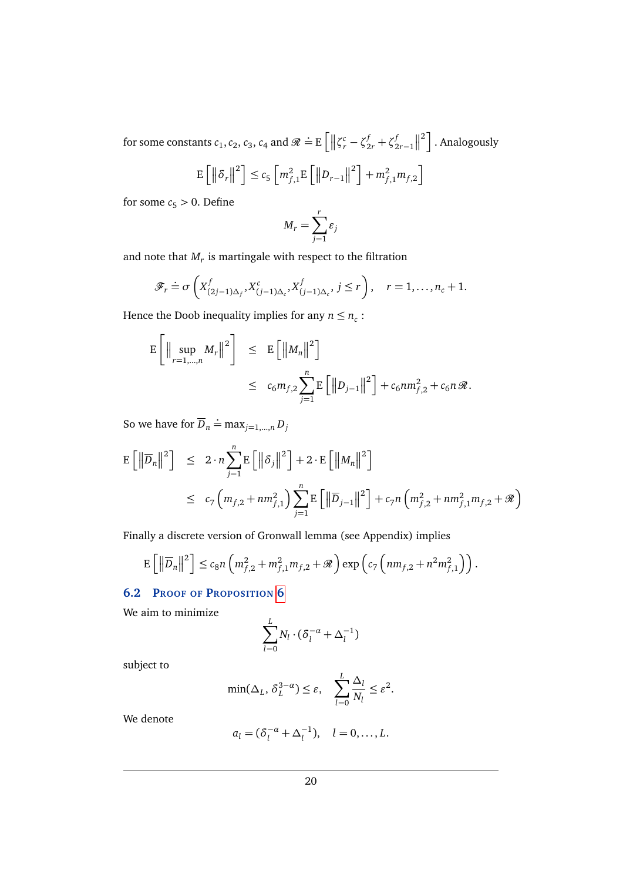for some constants $c_1, c_2, c_3, c_4$ and $\mathscr{R} \doteq \mathrm{E}\left[\left\|\zeta_r^c - \zeta_{2r}^f + \zeta_{2r-1}^f\right\|^2\right]$. Analogously

$$\mathrm{E}\left[\left\|\delta_r\right\|^2\right] \leq c_5\left[m_{f,1}^2 \mathrm{E}\left[\left\|D_{r-1}\right\|^2\right] + m_{f,1}^2 m_{f,2}\right]$$

for some $c_5 > 0$. Define

$$M_r = \sum_{j=1}^{r} \varepsilon_j$$

and note that $M_r$ is martingale with respect to the filtration

$$\mathscr{F}_r \doteq \sigma\left(X^f_{(2j-1)\Delta_f}, X^c_{(j-1)\Delta_c}, X^f_{(j-1)\Delta_c}, j \leq r\right), \quad r = 1, \ldots, n_c + 1.$$

Hence the Doob inequality implies for any $n \leq n_c$ :

$$\begin{aligned}
\mathrm{E}\left[\left\|\sup_{r=1,\ldots,n} M_r\right\|^2\right] &\leq \mathrm{E}\left[\left\|M_n\right\|^2\right] \\
&\leq c_6 m_{f,2} \sum_{j=1}^{n} \mathrm{E}\left[\left\|D_{j-1}\right\|^2\right] + c_6 n m_{f,2}^2 + c_6 n \mathscr{R}.
\end{aligned}$$

So we have for $\overline{D}_n \doteq \max_{j=1,\ldots,n} D_j$

$$\begin{aligned}
\mathrm{E}\left[\left\|\overline{D}_n\right\|^2\right] &\leq 2 \cdot n \sum_{j=1}^{n} \mathrm{E}\left[\left\|\delta_j\right\|^2\right] + 2 \cdot \mathrm{E}\left[\left\|M_n\right\|^2\right] \\
&\leq c_7\left(m_{f,2} + n m_{f,1}^2\right) \sum_{j=1}^{n} \mathrm{E}\left[\left\|\overline{D}_{j-1}\right\|^2\right] + c_7 n\left(m_{f,2}^2 + n m_{f,1}^2 m_{f,2} + \mathscr{R}\right)
\end{aligned}$$

Finally a discrete version of Gronwall lemma (see Appendix) implies

$$\mathrm{E}\left[\left\|\overline{D}_n\right\|^2\right] \leq c_8 n\left(m_{f,2}^2 + m_{f,1}^2 m_{f,2} + \mathscr{R}\right) \exp\left(c_7\left(n m_{f,2} + n^2 m_{f,1}^2\right)\right).$$

## 6.2 Proof of Proposition 6

We aim to minimize

$$\sum_{l=0}^{L} N_l \cdot (\delta_l^{-\alpha} + \Delta_l^{-1})$$

subject to

$$\min(\Delta_L, \delta_L^{3-\alpha}) \leq \varepsilon, \quad \sum_{l=0}^{L} \frac{\Delta_l}{N_l} \leq \varepsilon^2.$$

We denote

$$a_l = (\delta_l^{-\alpha} + \Delta_l^{-1}), \quad l = 0, \ldots, L.$$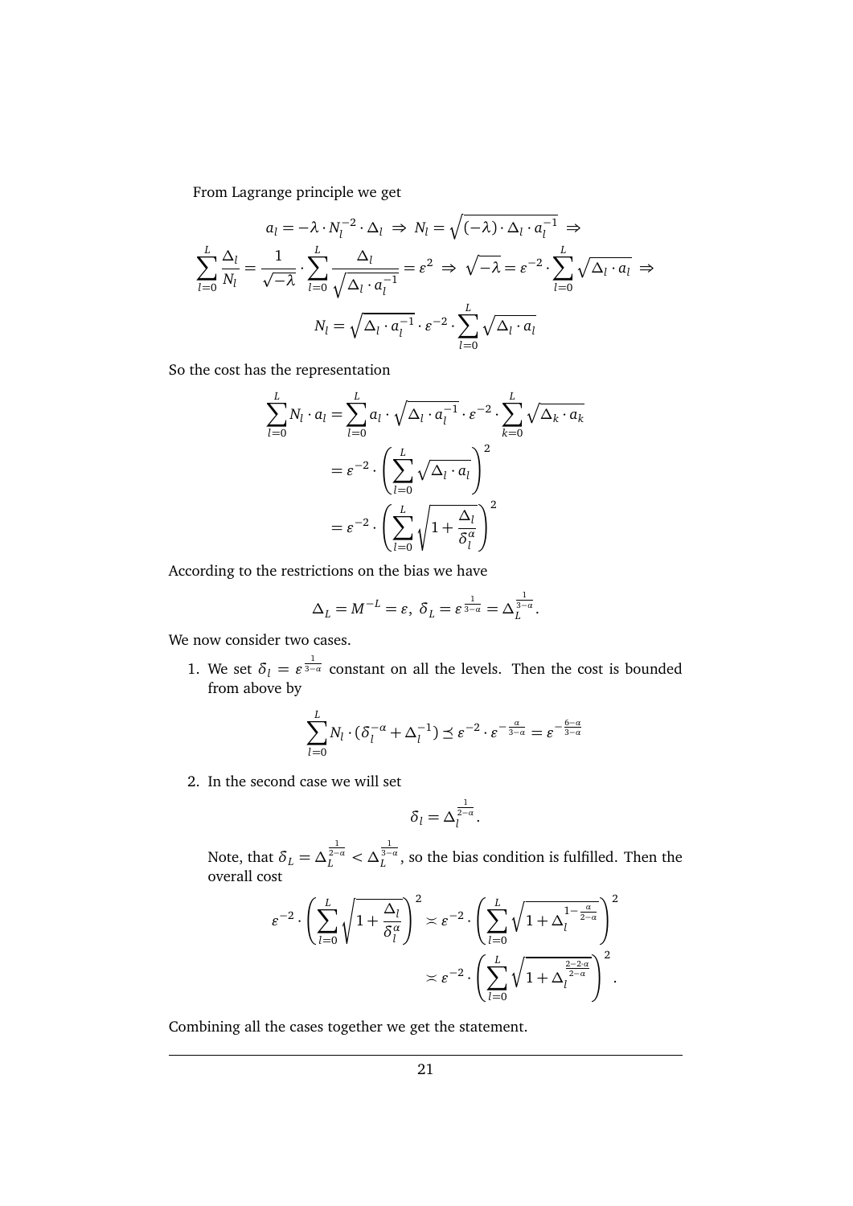From Lagrange principle we get

$$a_l = -\lambda \cdot N_l^{-2} \cdot \Delta_l \;\Rightarrow\; N_l = \sqrt{(-\lambda) \cdot \Delta_l \cdot a_l^{-1}} \;\Rightarrow$$

$$\sum_{l=0}^{L} \frac{\Delta_l}{N_l} = \frac{1}{\sqrt{-\lambda}} \cdot \sum_{l=0}^{L} \frac{\Delta_l}{\sqrt{\Delta_l \cdot a_l^{-1}}} = \varepsilon^2 \;\Rightarrow\; \sqrt{-\lambda} = \varepsilon^{-2} \cdot \sum_{l=0}^{L} \sqrt{\Delta_l \cdot a_l} \;\Rightarrow$$

$$N_l = \sqrt{\Delta_l \cdot a_l^{-1}} \cdot \varepsilon^{-2} \cdot \sum_{l=0}^{L} \sqrt{\Delta_l \cdot a_l}$$

So the cost has the representation

$$\begin{aligned}
\sum_{l=0}^{L} N_l \cdot a_l &= \sum_{l=0}^{L} a_l \cdot \sqrt{\Delta_l \cdot a_l^{-1}} \cdot \varepsilon^{-2} \cdot \sum_{k=0}^{L} \sqrt{\Delta_k \cdot a_k} \\
&= \varepsilon^{-2} \cdot \left( \sum_{l=0}^{L} \sqrt{\Delta_l \cdot a_l} \right)^2 \\
&= \varepsilon^{-2} \cdot \left( \sum_{l=0}^{L} \sqrt{1 + \frac{\Delta_l}{\delta_l^{\alpha}}} \right)^2
\end{aligned}$$

According to the restrictions on the bias we have

$$\Delta_L = M^{-L} = \varepsilon, \; \delta_L = \varepsilon^{\frac{1}{3-\alpha}} = \Delta_L^{\frac{1}{3-\alpha}}.$$

We now consider two cases.

1. We set $\delta_l = \varepsilon^{\frac{1}{3-\alpha}}$ constant on all the levels. Then the cost is bounded from above by

$$\sum_{l=0}^{L} N_l \cdot (\delta_l^{-\alpha} + \Delta_l^{-1}) \preceq \varepsilon^{-2} \cdot \varepsilon^{-\frac{\alpha}{3-\alpha}} = \varepsilon^{-\frac{6-\alpha}{3-\alpha}}$$

2. In the second case we will set

$$\delta_l = \Delta_l^{\frac{1}{2-\alpha}}.$$

Note, that $\delta_L = \Delta_L^{\frac{1}{2-\alpha}} < \Delta_L^{\frac{1}{3-\alpha}}$, so the bias condition is fulfilled. Then the overall cost

$$\begin{aligned}
\varepsilon^{-2} \cdot \left( \sum_{l=0}^{L} \sqrt{1 + \frac{\Delta_l}{\delta_l^{\alpha}}} \right)^2 &\asymp \varepsilon^{-2} \cdot \left( \sum_{l=0}^{L} \sqrt{1 + \Delta_l^{1-\frac{\alpha}{2-\alpha}}} \right)^2 \\
&\asymp \varepsilon^{-2} \cdot \left( \sum_{l=0}^{L} \sqrt{1 + \Delta_l^{\frac{2-2\cdot\alpha}{2-\alpha}}} \right)^2.
\end{aligned}$$

Combining all the cases together we get the statement.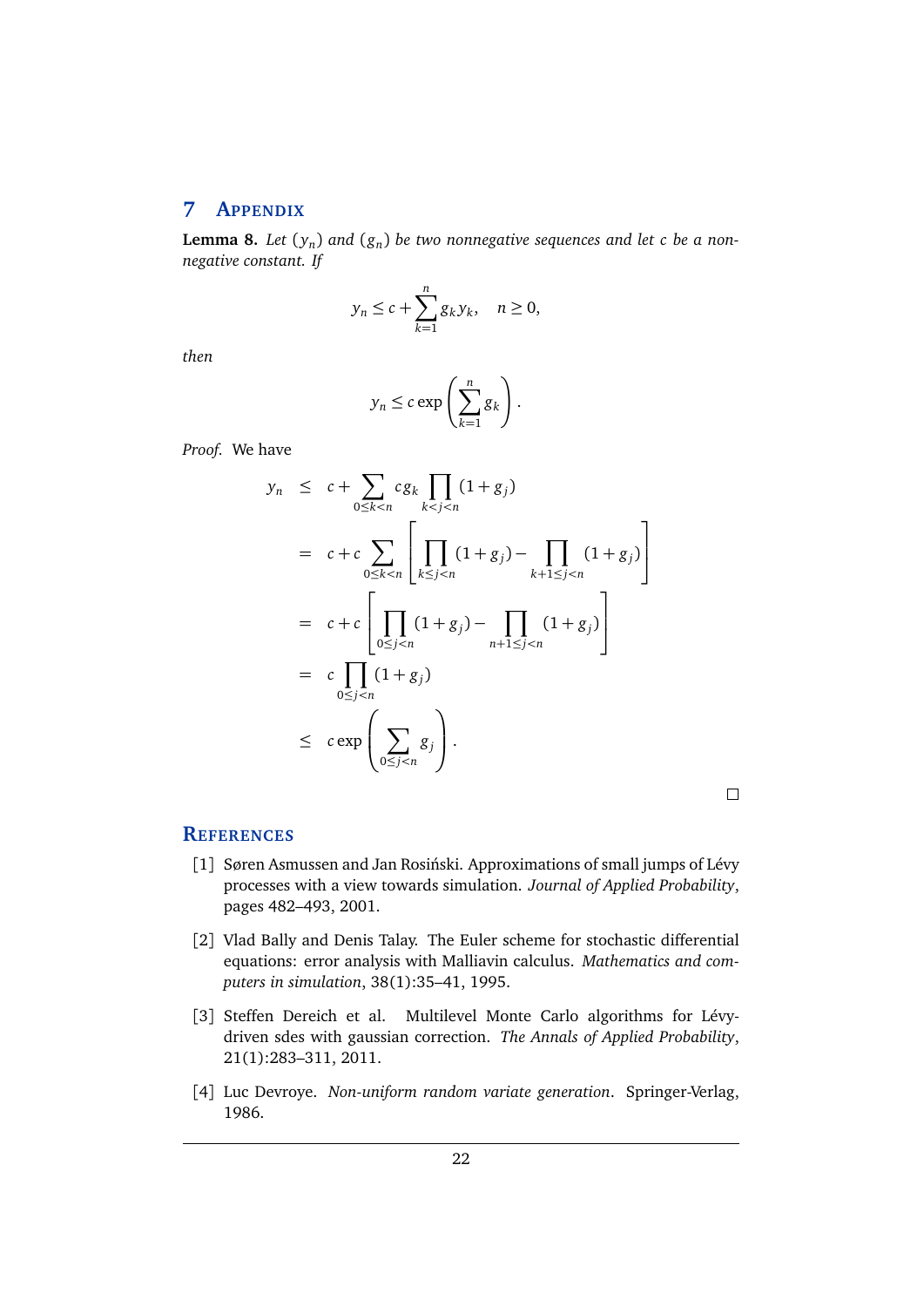# 7 Appendix

**Lemma 8.** *Let $(y_n)$ and $(g_n)$ be two nonnegative sequences and let $c$ be a nonnegative constant. If*

$$
y_n \leq c + \sum_{k=1}^{n} g_k y_k, \quad n \geq 0,
$$

*then*

$$
y_n \leq c \exp\left( \sum_{k=1}^{n} g_k \right).
$$

*Proof.* We have

$$
\begin{aligned}
y_n &\leq c + \sum_{0 \leq k < n} c g_k \prod_{k < j < n} (1 + g_j) \\
&= c + c \sum_{0 \leq k < n} \left[ \prod_{k \leq j < n} (1 + g_j) - \prod_{k+1 \leq j < n} (1 + g_j) \right] \\
&= c + c \left[ \prod_{0 \leq j < n} (1 + g_j) - \prod_{n+1 \leq j < n} (1 + g_j) \right] \\
&= c \prod_{0 \leq j < n} (1 + g_j) \\
&\leq c \exp\left( \sum_{0 \leq j < n} g_j \right).
\end{aligned}
$$

□

# References

[1] Søren Asmussen and Jan Rosiński. Approximations of small jumps of Lévy processes with a view towards simulation. *Journal of Applied Probability*, pages 482–493, 2001.

[2] Vlad Bally and Denis Talay. The Euler scheme for stochastic differential equations: error analysis with Malliavin calculus. *Mathematics and computers in simulation*, 38(1):35–41, 1995.

[3] Steffen Dereich et al. Multilevel Monte Carlo algorithms for Lévy-driven sdes with gaussian correction. *The Annals of Applied Probability*, 21(1):283–311, 2011.

[4] Luc Devroye. *Non-uniform random variate generation*. Springer-Verlag, 1986.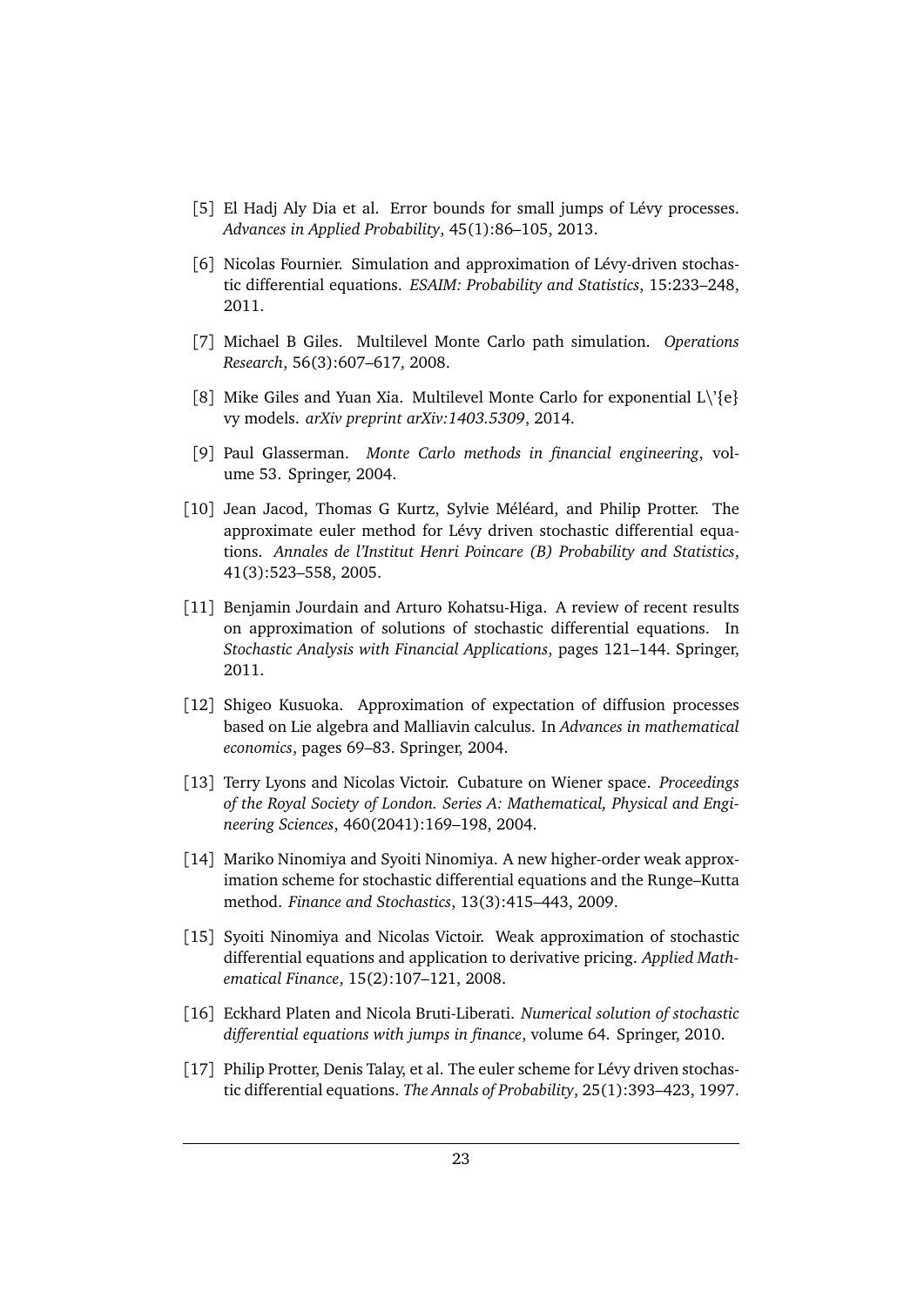[5] El Hadj Aly Dia et al. Error bounds for small jumps of Lévy processes. *Advances in Applied Probability*, 45(1):86–105, 2013.

[6] Nicolas Fournier. Simulation and approximation of Lévy-driven stochastic differential equations. *ESAIM: Probability and Statistics*, 15:233–248, 2011.

[7] Michael B Giles. Multilevel Monte Carlo path simulation. *Operations Research*, 56(3):607–617, 2008.

[8] Mike Giles and Yuan Xia. Multilevel Monte Carlo for exponential L\'{e} vy models. *arXiv preprint arXiv:1403.5309*, 2014.

[9] Paul Glasserman. *Monte Carlo methods in financial engineering*, volume 53. Springer, 2004.

[10] Jean Jacod, Thomas G Kurtz, Sylvie Méléard, and Philip Protter. The approximate euler method for Lévy driven stochastic differential equations. *Annales de l'Institut Henri Poincare (B) Probability and Statistics*, 41(3):523–558, 2005.

[11] Benjamin Jourdain and Arturo Kohatsu-Higa. A review of recent results on approximation of solutions of stochastic differential equations. In *Stochastic Analysis with Financial Applications*, pages 121–144. Springer, 2011.

[12] Shigeo Kusuoka. Approximation of expectation of diffusion processes based on Lie algebra and Malliavin calculus. In *Advances in mathematical economics*, pages 69–83. Springer, 2004.

[13] Terry Lyons and Nicolas Victoir. Cubature on Wiener space. *Proceedings of the Royal Society of London. Series A: Mathematical, Physical and Engineering Sciences*, 460(2041):169–198, 2004.

[14] Mariko Ninomiya and Syoiti Ninomiya. A new higher-order weak approximation scheme for stochastic differential equations and the Runge–Kutta method. *Finance and Stochastics*, 13(3):415–443, 2009.

[15] Syoiti Ninomiya and Nicolas Victoir. Weak approximation of stochastic differential equations and application to derivative pricing. *Applied Mathematical Finance*, 15(2):107–121, 2008.

[16] Eckhard Platen and Nicola Bruti-Liberati. *Numerical solution of stochastic differential equations with jumps in finance*, volume 64. Springer, 2010.

[17] Philip Protter, Denis Talay, et al. The euler scheme for Lévy driven stochastic differential equations. *The Annals of Probability*, 25(1):393–423, 1997.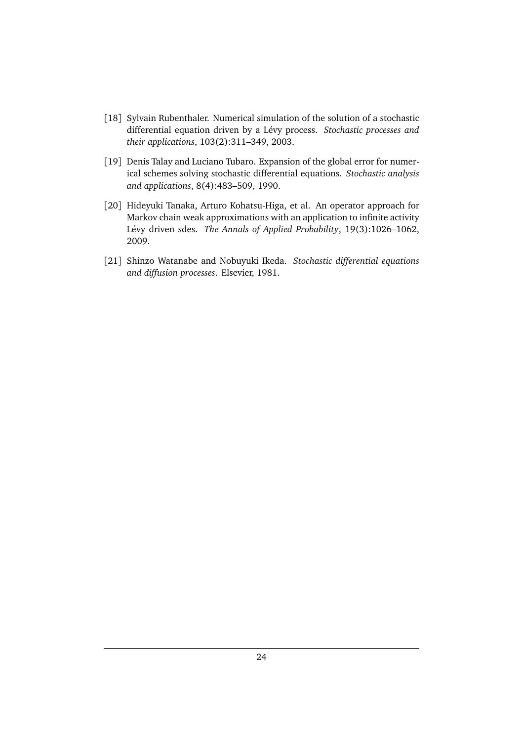[18] Sylvain Rubenthaler. Numerical simulation of the solution of a stochastic differential equation driven by a Lévy process. *Stochastic processes and their applications*, 103(2):311–349, 2003.

[19] Denis Talay and Luciano Tubaro. Expansion of the global error for numerical schemes solving stochastic differential equations. *Stochastic analysis and applications*, 8(4):483–509, 1990.

[20] Hideyuki Tanaka, Arturo Kohatsu-Higa, et al. An operator approach for Markov chain weak approximations with an application to infinite activity Lévy driven sdes. *The Annals of Applied Probability*, 19(3):1026–1062, 2009.

[21] Shinzo Watanabe and Nobuyuki Ikeda. *Stochastic differential equations and diffusion processes*. Elsevier, 1981.